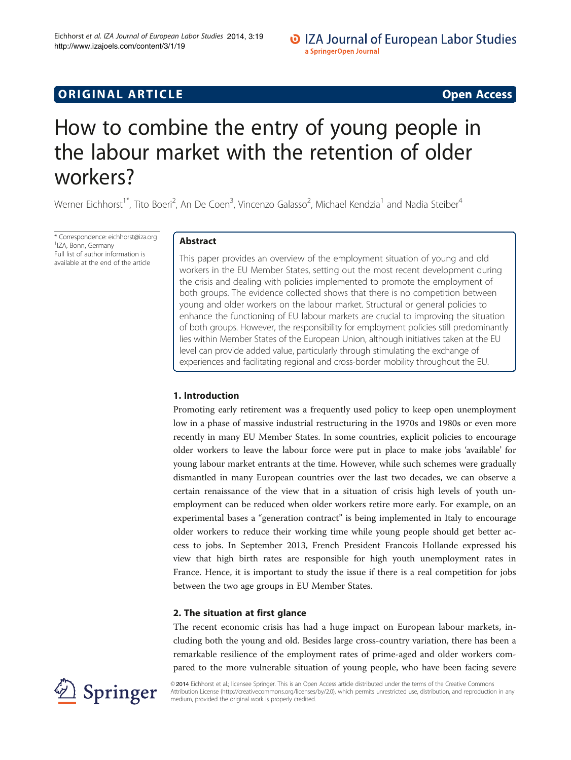ORIGINAL ARTICLE

Open Access

# How to combine the entry of young people in the labour market with the retention of older workers?

Werner Eichhorst[1*], Tito Boeri[2], An De Coen[3], Vincenzo Galasso[2], Michael Kendzia[1] and Nadia Steiber[4]

* Correspondence: eichhorst@iza.org
[1]IZA, Bonn, Germany
Full list of author information is available at the end of the article

## Abstract

This paper provides an overview of the employment situation of young and old workers in the EU Member States, setting out the most recent development during the crisis and dealing with policies implemented to promote the employment of both groups. The evidence collected shows that there is no competition between young and older workers on the labour market. Structural or general policies to enhance the functioning of EU labour markets are crucial to improving the situation of both groups. However, the responsibility for employment policies still predominantly lies within Member States of the European Union, although initiatives taken at the EU level can provide added value, particularly through stimulating the exchange of experiences and facilitating regional and cross-border mobility throughout the EU.

## 1. Introduction

Promoting early retirement was a frequently used policy to keep open unemployment low in a phase of massive industrial restructuring in the 1970s and 1980s or even more recently in many EU Member States. In some countries, explicit policies to encourage older workers to leave the labour force were put in place to make jobs 'available' for young labour market entrants at the time. However, while such schemes were gradually dismantled in many European countries over the last two decades, we can observe a certain renaissance of the view that in a situation of crisis high levels of youth unemployment can be reduced when older workers retire more early. For example, on an experimental bases a "generation contract" is being implemented in Italy to encourage older workers to reduce their working time while young people should get better access to jobs. In September 2013, French President Francois Hollande expressed his view that high birth rates are responsible for high youth unemployment rates in France. Hence, it is important to study the issue if there is a real competition for jobs between the two age groups in EU Member States.

## 2. The situation at first glance

The recent economic crisis has had a huge impact on European labour markets, including both the young and old. Besides large cross-country variation, there has been a remarkable resilience of the employment rates of prime-aged and older workers compared to the more vulnerable situation of young people, who have been facing severe

© 2014 Eichhorst et al.; licensee Springer. This is an Open Access article distributed under the terms of the Creative Commons Attribution License (http://creativecommons.org/licenses/by/2.0), which permits unrestricted use, distribution, and reproduction in any medium, provided the original work is properly credited.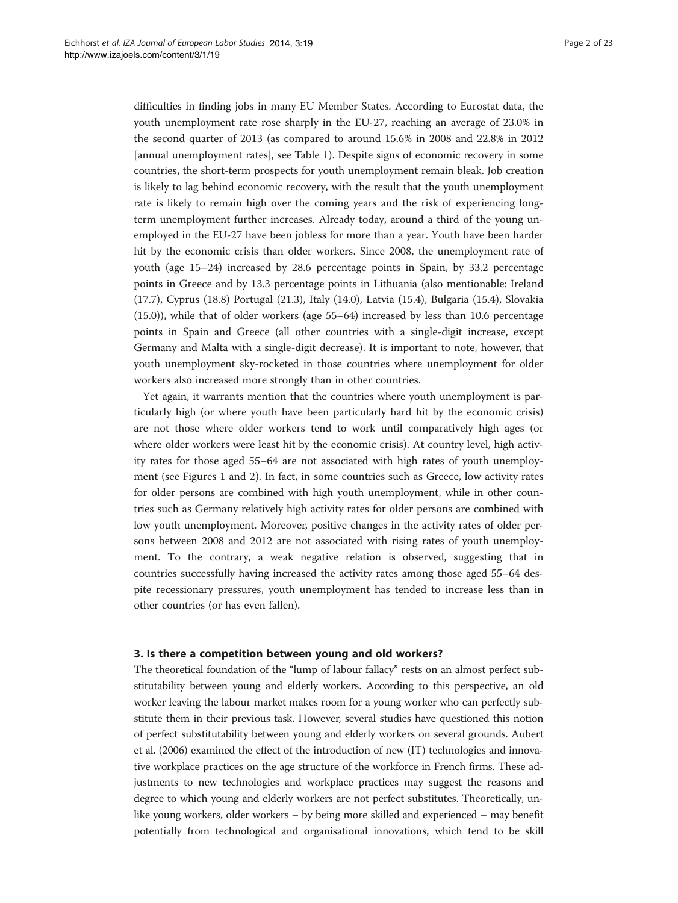difficulties in finding jobs in many EU Member States. According to Eurostat data, the youth unemployment rate rose sharply in the EU-27, reaching an average of 23.0% in the second quarter of 2013 (as compared to around 15.6% in 2008 and 22.8% in 2012 [annual unemployment rates], see Table 1). Despite signs of economic recovery in some countries, the short-term prospects for youth unemployment remain bleak. Job creation is likely to lag behind economic recovery, with the result that the youth unemployment rate is likely to remain high over the coming years and the risk of experiencing long-term unemployment further increases. Already today, around a third of the young unemployed in the EU-27 have been jobless for more than a year. Youth have been harder hit by the economic crisis than older workers. Since 2008, the unemployment rate of youth (age 15–24) increased by 28.6 percentage points in Spain, by 33.2 percentage points in Greece and by 13.3 percentage points in Lithuania (also mentionable: Ireland (17.7), Cyprus (18.8) Portugal (21.3), Italy (14.0), Latvia (15.4), Bulgaria (15.4), Slovakia (15.0)), while that of older workers (age 55–64) increased by less than 10.6 percentage points in Spain and Greece (all other countries with a single-digit increase, except Germany and Malta with a single-digit decrease). It is important to note, however, that youth unemployment sky-rocketed in those countries where unemployment for older workers also increased more strongly than in other countries.

Yet again, it warrants mention that the countries where youth unemployment is particularly high (or where youth have been particularly hard hit by the economic crisis) are not those where older workers tend to work until comparatively high ages (or where older workers were least hit by the economic crisis). At country level, high activity rates for those aged 55–64 are not associated with high rates of youth unemployment (see Figures 1 and 2). In fact, in some countries such as Greece, low activity rates for older persons are combined with high youth unemployment, while in other countries such as Germany relatively high activity rates for older persons are combined with low youth unemployment. Moreover, positive changes in the activity rates of older persons between 2008 and 2012 are not associated with rising rates of youth unemployment. To the contrary, a weak negative relation is observed, suggesting that in countries successfully having increased the activity rates among those aged 55–64 despite recessionary pressures, youth unemployment has tended to increase less than in other countries (or has even fallen).

## 3. Is there a competition between young and old workers?

The theoretical foundation of the "lump of labour fallacy" rests on an almost perfect substitutability between young and elderly workers. According to this perspective, an old worker leaving the labour market makes room for a young worker who can perfectly substitute them in their previous task. However, several studies have questioned this notion of perfect substitutability between young and elderly workers on several grounds. Aubert et al. (2006) examined the effect of the introduction of new (IT) technologies and innovative workplace practices on the age structure of the workforce in French firms. These adjustments to new technologies and workplace practices may suggest the reasons and degree to which young and elderly workers are not perfect substitutes. Theoretically, unlike young workers, older workers – by being more skilled and experienced – may benefit potentially from technological and organisational innovations, which tend to be skill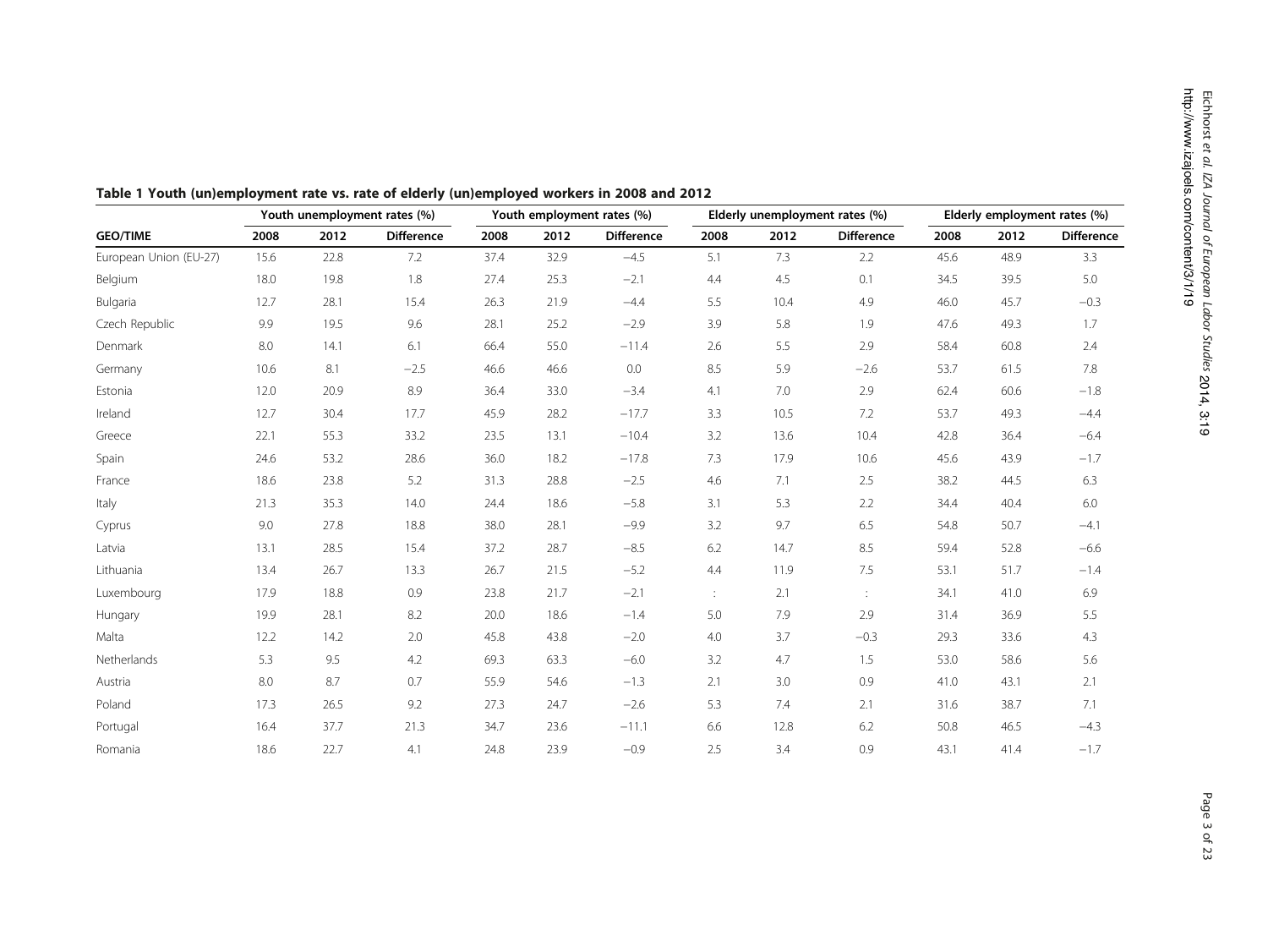**Table 1 Youth (un)employment rate vs. rate of elderly (un)employed workers in 2008 and 2012**

| | Youth unemployment rates (%) | | | Youth employment rates (%) | | | Elderly unemployment rates (%) | | | Elderly employment rates (%) | | |
|---|---|---|---|---|---|---|---|---|---|---|---|---|
| **GEO/TIME** | **2008** | **2012** | **Difference** | **2008** | **2012** | **Difference** | **2008** | **2012** | **Difference** | **2008** | **2012** | **Difference** |
| European Union (EU-27) | 15.6 | 22.8 | 7.2 | 37.4 | 32.9 | −4.5 | 5.1 | 7.3 | 2.2 | 45.6 | 48.9 | 3.3 |
| Belgium | 18.0 | 19.8 | 1.8 | 27.4 | 25.3 | −2.1 | 4.4 | 4.5 | 0.1 | 34.5 | 39.5 | 5.0 |
| Bulgaria | 12.7 | 28.1 | 15.4 | 26.3 | 21.9 | −4.4 | 5.5 | 10.4 | 4.9 | 46.0 | 45.7 | −0.3 |
| Czech Republic | 9.9 | 19.5 | 9.6 | 28.1 | 25.2 | −2.9 | 3.9 | 5.8 | 1.9 | 47.6 | 49.3 | 1.7 |
| Denmark | 8.0 | 14.1 | 6.1 | 66.4 | 55.0 | −11.4 | 2.6 | 5.5 | 2.9 | 58.4 | 60.8 | 2.4 |
| Germany | 10.6 | 8.1 | −2.5 | 46.6 | 46.6 | 0.0 | 8.5 | 5.9 | −2.6 | 53.7 | 61.5 | 7.8 |
| Estonia | 12.0 | 20.9 | 8.9 | 36.4 | 33.0 | −3.4 | 4.1 | 7.0 | 2.9 | 62.4 | 60.6 | −1.8 |
| Ireland | 12.7 | 30.4 | 17.7 | 45.9 | 28.2 | −17.7 | 3.3 | 10.5 | 7.2 | 53.7 | 49.3 | −4.4 |
| Greece | 22.1 | 55.3 | 33.2 | 23.5 | 13.1 | −10.4 | 3.2 | 13.6 | 10.4 | 42.8 | 36.4 | −6.4 |
| Spain | 24.6 | 53.2 | 28.6 | 36.0 | 18.2 | −17.8 | 7.3 | 17.9 | 10.6 | 45.6 | 43.9 | −1.7 |
| France | 18.6 | 23.8 | 5.2 | 31.3 | 28.8 | −2.5 | 4.6 | 7.1 | 2.5 | 38.2 | 44.5 | 6.3 |
| Italy | 21.3 | 35.3 | 14.0 | 24.4 | 18.6 | −5.8 | 3.1 | 5.3 | 2.2 | 34.4 | 40.4 | 6.0 |
| Cyprus | 9.0 | 27.8 | 18.8 | 38.0 | 28.1 | −9.9 | 3.2 | 9.7 | 6.5 | 54.8 | 50.7 | −4.1 |
| Latvia | 13.1 | 28.5 | 15.4 | 37.2 | 28.7 | −8.5 | 6.2 | 14.7 | 8.5 | 59.4 | 52.8 | −6.6 |
| Lithuania | 13.4 | 26.7 | 13.3 | 26.7 | 21.5 | −5.2 | 4.4 | 11.9 | 7.5 | 53.1 | 51.7 | −1.4 |
| Luxembourg | 17.9 | 18.8 | 0.9 | 23.8 | 21.7 | −2.1 | : | 2.1 | : | 34.1 | 41.0 | 6.9 |
| Hungary | 19.9 | 28.1 | 8.2 | 20.0 | 18.6 | −1.4 | 5.0 | 7.9 | 2.9 | 31.4 | 36.9 | 5.5 |
| Malta | 12.2 | 14.2 | 2.0 | 45.8 | 43.8 | −2.0 | 4.0 | 3.7 | −0.3 | 29.3 | 33.6 | 4.3 |
| Netherlands | 5.3 | 9.5 | 4.2 | 69.3 | 63.3 | −6.0 | 3.2 | 4.7 | 1.5 | 53.0 | 58.6 | 5.6 |
| Austria | 8.0 | 8.7 | 0.7 | 55.9 | 54.6 | −1.3 | 2.1 | 3.0 | 0.9 | 41.0 | 43.1 | 2.1 |
| Poland | 17.3 | 26.5 | 9.2 | 27.3 | 24.7 | −2.6 | 5.3 | 7.4 | 2.1 | 31.6 | 38.7 | 7.1 |
| Portugal | 16.4 | 37.7 | 21.3 | 34.7 | 23.6 | −11.1 | 6.6 | 12.8 | 6.2 | 50.8 | 46.5 | −4.3 |
| Romania | 18.6 | 22.7 | 4.1 | 24.8 | 23.9 | −0.9 | 2.5 | 3.4 | 0.9 | 43.1 | 41.4 | −1.7 |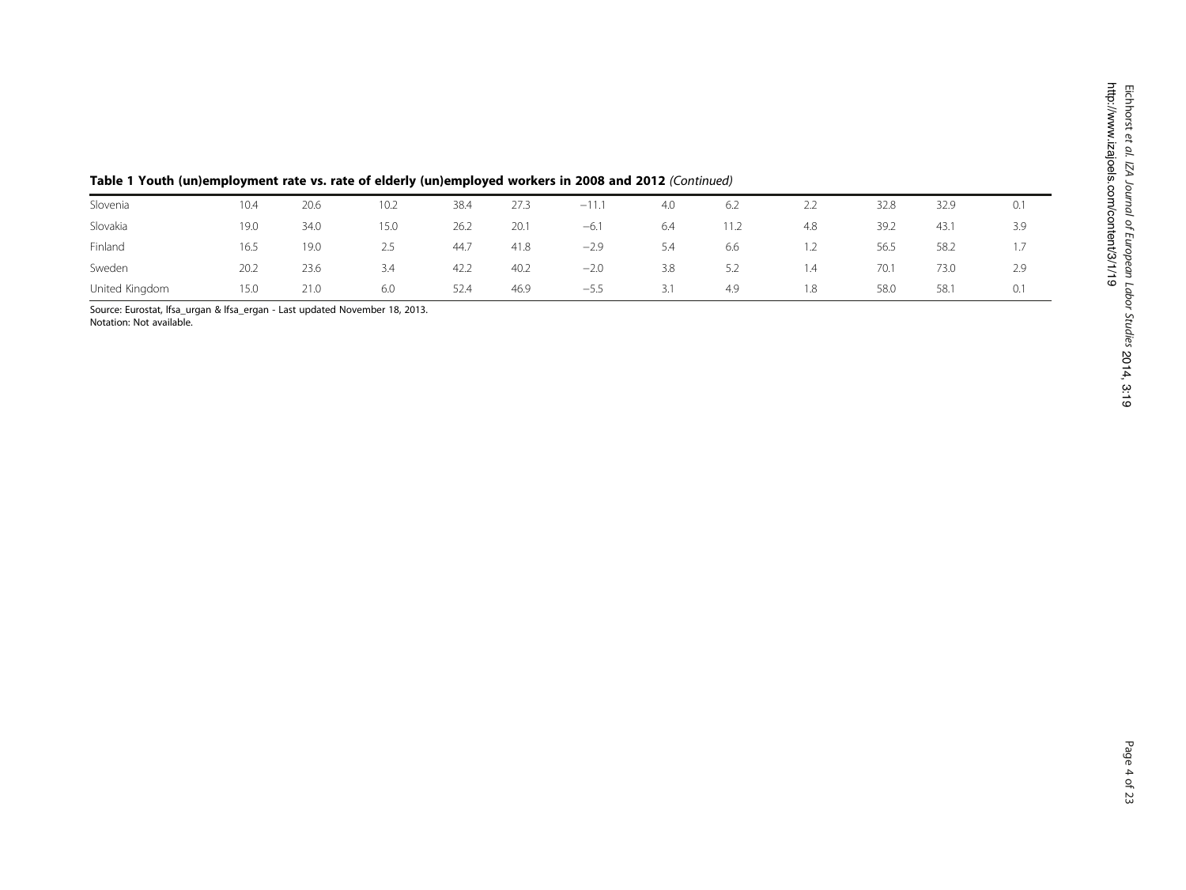**Table 1 Youth (un)employment rate vs. rate of elderly (un)employed workers in 2008 and 2012** *(Continued)*

| | | | | | | | | | | | | |
|---|---|---|---|---|---|---|---|---|---|---|---|---|
| Slovenia | 10.4 | 20.6 | 10.2 | 38.4 | 27.3 | −11.1 | 4.0 | 6.2 | 2.2 | 32.8 | 32.9 | 0.1 |
| Slovakia | 19.0 | 34.0 | 15.0 | 26.2 | 20.1 | −6.1 | 6.4 | 11.2 | 4.8 | 39.2 | 43.1 | 3.9 |
| Finland | 16.5 | 19.0 | 2.5 | 44.7 | 41.8 | −2.9 | 5.4 | 6.6 | 1.2 | 56.5 | 58.2 | 1.7 |
| Sweden | 20.2 | 23.6 | 3.4 | 42.2 | 40.2 | −2.0 | 3.8 | 5.2 | 1.4 | 70.1 | 73.0 | 2.9 |
| United Kingdom | 15.0 | 21.0 | 6.0 | 52.4 | 46.9 | −5.5 | 3.1 | 4.9 | 1.8 | 58.0 | 58.1 | 0.1 |

Source: Eurostat, lfsa_urgan & lfsa_ergan - Last updated November 18, 2013.
Notation: Not available.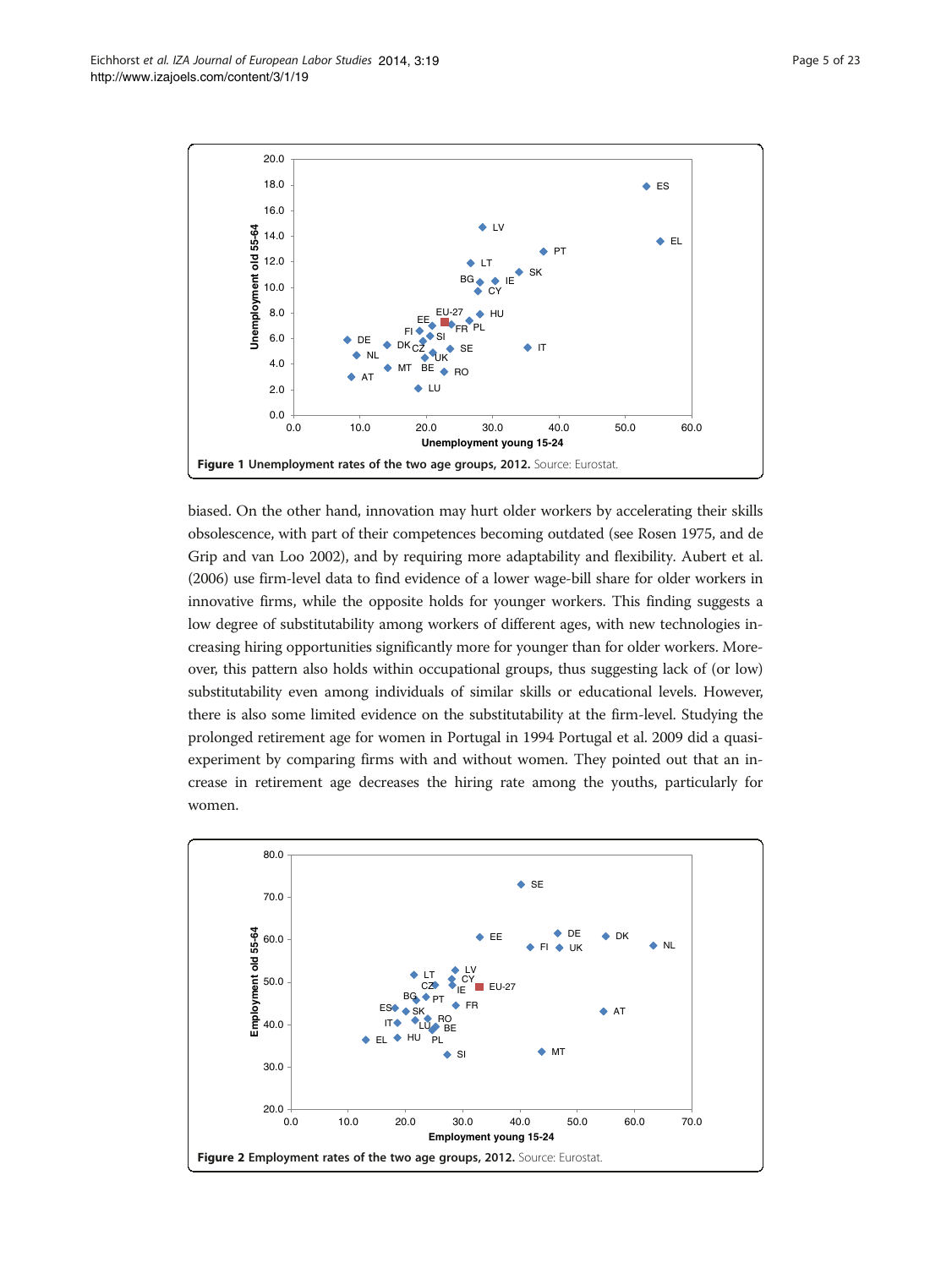Figure 1 Unemployment rates of the two age groups, 2012. Source: Eurostat.

biased. On the other hand, innovation may hurt older workers by accelerating their skills obsolescence, with part of their competences becoming outdated (see Rosen 1975, and de Grip and van Loo 2002), and by requiring more adaptability and flexibility. Aubert et al. (2006) use firm-level data to find evidence of a lower wage-bill share for older workers in innovative firms, while the opposite holds for younger workers. This finding suggests a low degree of substitutability among workers of different ages, with new technologies increasing hiring opportunities significantly more for younger than for older workers. Moreover, this pattern also holds within occupational groups, thus suggesting lack of (or low) substitutability even among individuals of similar skills or educational levels. However, there is also some limited evidence on the substitutability at the firm-level. Studying the prolonged retirement age for women in Portugal in 1994 Portugal et al. 2009 did a quasi-experiment by comparing firms with and without women. They pointed out that an increase in retirement age decreases the hiring rate among the youths, particularly for women.

Figure 2 Employment rates of the two age groups, 2012. Source: Eurostat.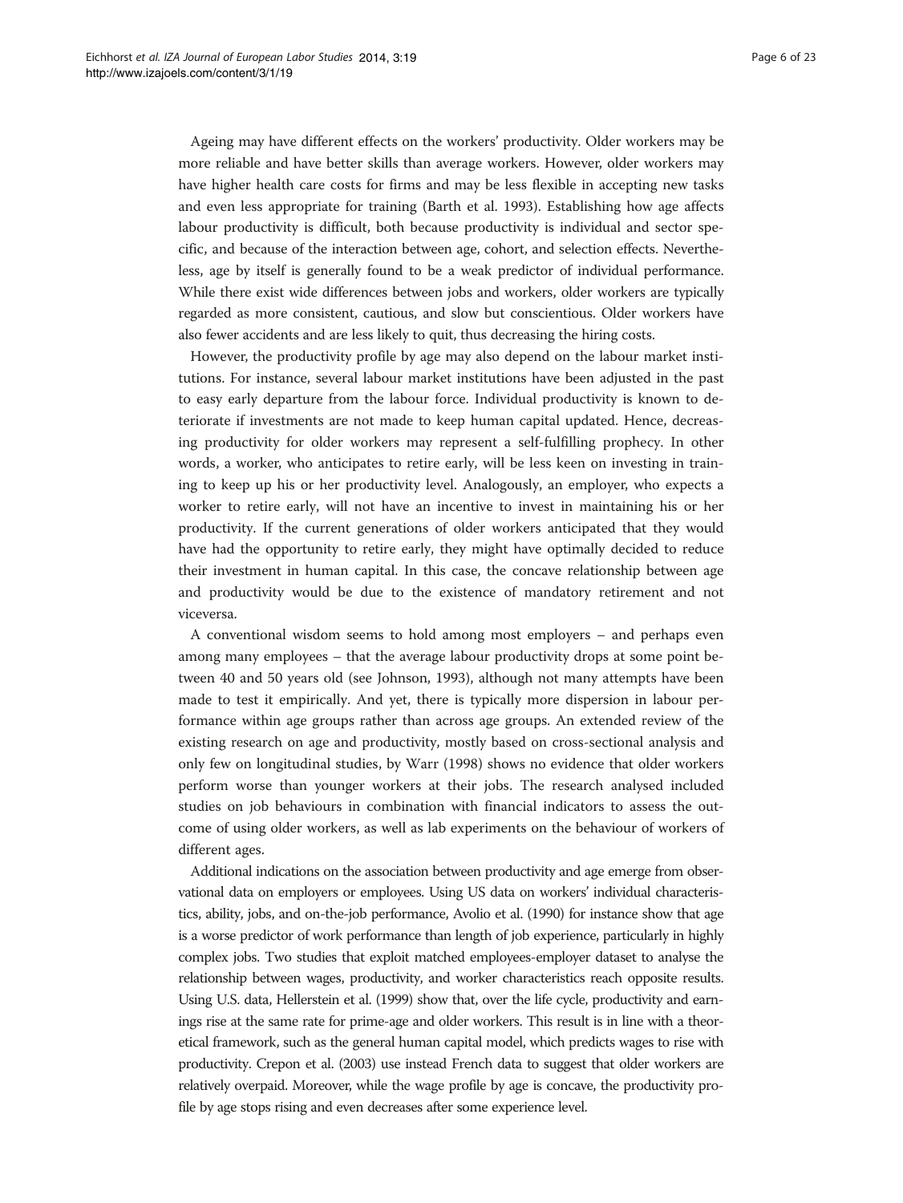Ageing may have different effects on the workers' productivity. Older workers may be more reliable and have better skills than average workers. However, older workers may have higher health care costs for firms and may be less flexible in accepting new tasks and even less appropriate for training (Barth et al. 1993). Establishing how age affects labour productivity is difficult, both because productivity is individual and sector specific, and because of the interaction between age, cohort, and selection effects. Nevertheless, age by itself is generally found to be a weak predictor of individual performance. While there exist wide differences between jobs and workers, older workers are typically regarded as more consistent, cautious, and slow but conscientious. Older workers have also fewer accidents and are less likely to quit, thus decreasing the hiring costs.

However, the productivity profile by age may also depend on the labour market institutions. For instance, several labour market institutions have been adjusted in the past to easy early departure from the labour force. Individual productivity is known to deteriorate if investments are not made to keep human capital updated. Hence, decreasing productivity for older workers may represent a self-fulfilling prophecy. In other words, a worker, who anticipates to retire early, will be less keen on investing in training to keep up his or her productivity level. Analogously, an employer, who expects a worker to retire early, will not have an incentive to invest in maintaining his or her productivity. If the current generations of older workers anticipated that they would have had the opportunity to retire early, they might have optimally decided to reduce their investment in human capital. In this case, the concave relationship between age and productivity would be due to the existence of mandatory retirement and not viceversa.

A conventional wisdom seems to hold among most employers – and perhaps even among many employees – that the average labour productivity drops at some point between 40 and 50 years old (see Johnson, 1993), although not many attempts have been made to test it empirically. And yet, there is typically more dispersion in labour performance within age groups rather than across age groups. An extended review of the existing research on age and productivity, mostly based on cross-sectional analysis and only few on longitudinal studies, by Warr (1998) shows no evidence that older workers perform worse than younger workers at their jobs. The research analysed included studies on job behaviours in combination with financial indicators to assess the outcome of using older workers, as well as lab experiments on the behaviour of workers of different ages.

Additional indications on the association between productivity and age emerge from observational data on employers or employees. Using US data on workers' individual characteristics, ability, jobs, and on-the-job performance, Avolio et al. (1990) for instance show that age is a worse predictor of work performance than length of job experience, particularly in highly complex jobs. Two studies that exploit matched employees-employer dataset to analyse the relationship between wages, productivity, and worker characteristics reach opposite results. Using U.S. data, Hellerstein et al. (1999) show that, over the life cycle, productivity and earnings rise at the same rate for prime-age and older workers. This result is in line with a theoretical framework, such as the general human capital model, which predicts wages to rise with productivity. Crepon et al. (2003) use instead French data to suggest that older workers are relatively overpaid. Moreover, while the wage profile by age is concave, the productivity profile by age stops rising and even decreases after some experience level.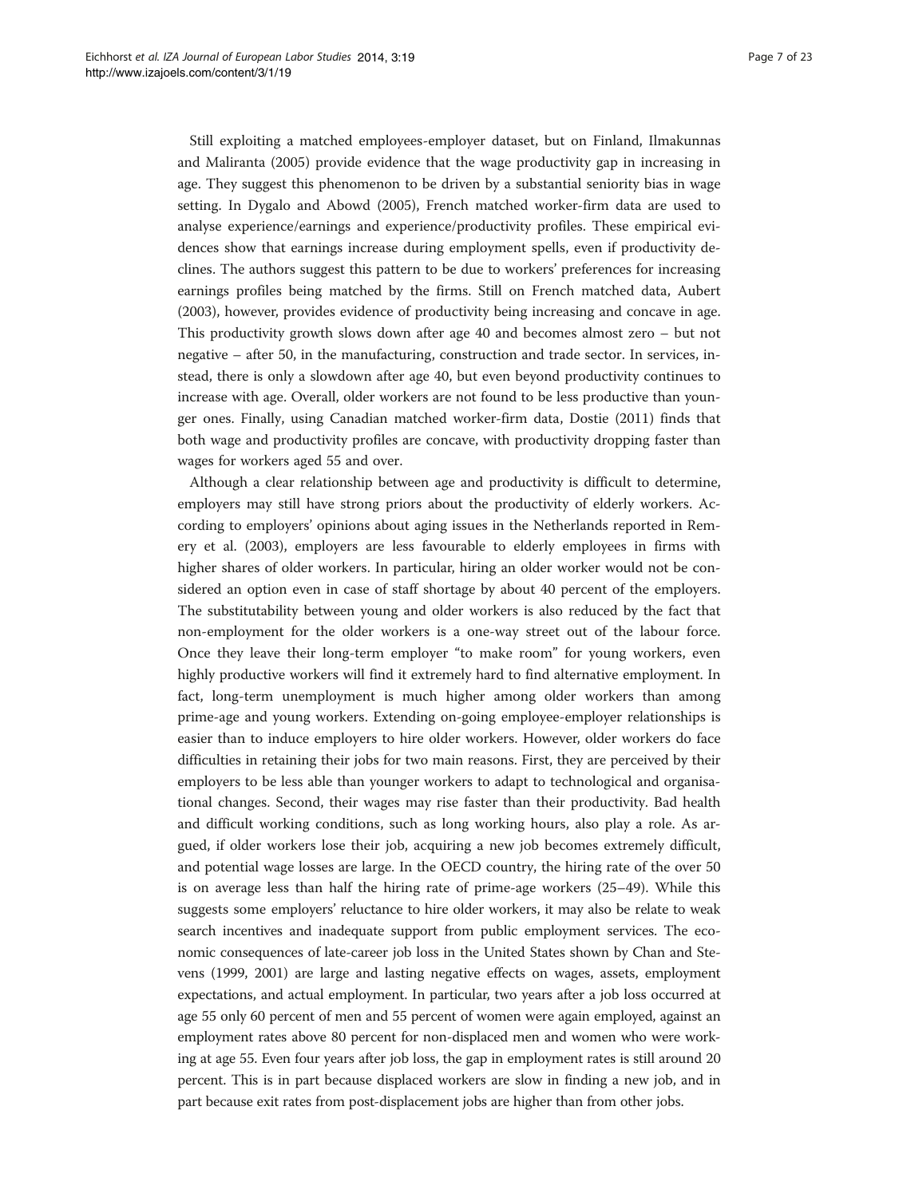Still exploiting a matched employees-employer dataset, but on Finland, Ilmakunnas and Maliranta (2005) provide evidence that the wage productivity gap in increasing in age. They suggest this phenomenon to be driven by a substantial seniority bias in wage setting. In Dygalo and Abowd (2005), French matched worker-firm data are used to analyse experience/earnings and experience/productivity profiles. These empirical evidences show that earnings increase during employment spells, even if productivity declines. The authors suggest this pattern to be due to workers' preferences for increasing earnings profiles being matched by the firms. Still on French matched data, Aubert (2003), however, provides evidence of productivity being increasing and concave in age. This productivity growth slows down after age 40 and becomes almost zero – but not negative – after 50, in the manufacturing, construction and trade sector. In services, instead, there is only a slowdown after age 40, but even beyond productivity continues to increase with age. Overall, older workers are not found to be less productive than younger ones. Finally, using Canadian matched worker-firm data, Dostie (2011) finds that both wage and productivity profiles are concave, with productivity dropping faster than wages for workers aged 55 and over.

Although a clear relationship between age and productivity is difficult to determine, employers may still have strong priors about the productivity of elderly workers. According to employers' opinions about aging issues in the Netherlands reported in Remery et al. (2003), employers are less favourable to elderly employees in firms with higher shares of older workers. In particular, hiring an older worker would not be considered an option even in case of staff shortage by about 40 percent of the employers. The substitutability between young and older workers is also reduced by the fact that non-employment for the older workers is a one-way street out of the labour force. Once they leave their long-term employer "to make room" for young workers, even highly productive workers will find it extremely hard to find alternative employment. In fact, long-term unemployment is much higher among older workers than among prime-age and young workers. Extending on-going employee-employer relationships is easier than to induce employers to hire older workers. However, older workers do face difficulties in retaining their jobs for two main reasons. First, they are perceived by their employers to be less able than younger workers to adapt to technological and organisational changes. Second, their wages may rise faster than their productivity. Bad health and difficult working conditions, such as long working hours, also play a role. As argued, if older workers lose their job, acquiring a new job becomes extremely difficult, and potential wage losses are large. In the OECD country, the hiring rate of the over 50 is on average less than half the hiring rate of prime-age workers (25–49). While this suggests some employers' reluctance to hire older workers, it may also be relate to weak search incentives and inadequate support from public employment services. The economic consequences of late-career job loss in the United States shown by Chan and Stevens (1999, 2001) are large and lasting negative effects on wages, assets, employment expectations, and actual employment. In particular, two years after a job loss occurred at age 55 only 60 percent of men and 55 percent of women were again employed, against an employment rates above 80 percent for non-displaced men and women who were working at age 55. Even four years after job loss, the gap in employment rates is still around 20 percent. This is in part because displaced workers are slow in finding a new job, and in part because exit rates from post-displacement jobs are higher than from other jobs.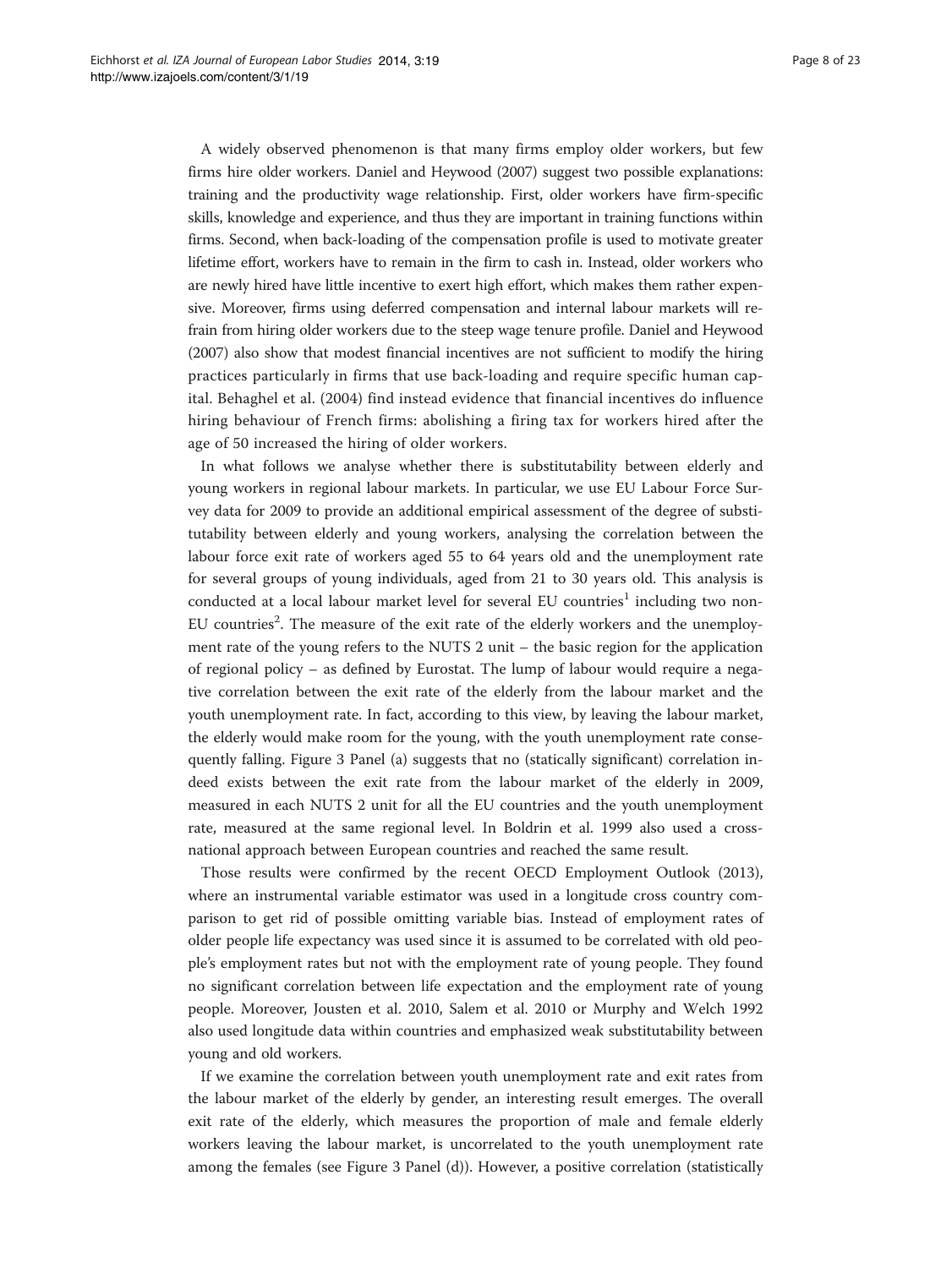A widely observed phenomenon is that many firms employ older workers, but few firms hire older workers. Daniel and Heywood (2007) suggest two possible explanations: training and the productivity wage relationship. First, older workers have firm-specific skills, knowledge and experience, and thus they are important in training functions within firms. Second, when back-loading of the compensation profile is used to motivate greater lifetime effort, workers have to remain in the firm to cash in. Instead, older workers who are newly hired have little incentive to exert high effort, which makes them rather expensive. Moreover, firms using deferred compensation and internal labour markets will refrain from hiring older workers due to the steep wage tenure profile. Daniel and Heywood (2007) also show that modest financial incentives are not sufficient to modify the hiring practices particularly in firms that use back-loading and require specific human capital. Behaghel et al. (2004) find instead evidence that financial incentives do influence hiring behaviour of French firms: abolishing a firing tax for workers hired after the age of 50 increased the hiring of older workers.

In what follows we analyse whether there is substitutability between elderly and young workers in regional labour markets. In particular, we use EU Labour Force Survey data for 2009 to provide an additional empirical assessment of the degree of substitutability between elderly and young workers, analysing the correlation between the labour force exit rate of workers aged 55 to 64 years old and the unemployment rate for several groups of young individuals, aged from 21 to 30 years old. This analysis is conducted at a local labour market level for several EU countries[1] including two non-EU countries[2]. The measure of the exit rate of the elderly workers and the unemployment rate of the young refers to the NUTS 2 unit – the basic region for the application of regional policy – as defined by Eurostat. The lump of labour would require a negative correlation between the exit rate of the elderly from the labour market and the youth unemployment rate. In fact, according to this view, by leaving the labour market, the elderly would make room for the young, with the youth unemployment rate consequently falling. Figure 3 Panel (a) suggests that no (statically significant) correlation indeed exists between the exit rate from the labour market of the elderly in 2009, measured in each NUTS 2 unit for all the EU countries and the youth unemployment rate, measured at the same regional level. In Boldrin et al. 1999 also used a cross-national approach between European countries and reached the same result.

Those results were confirmed by the recent OECD Employment Outlook (2013), where an instrumental variable estimator was used in a longitude cross country comparison to get rid of possible omitting variable bias. Instead of employment rates of older people life expectancy was used since it is assumed to be correlated with old people's employment rates but not with the employment rate of young people. They found no significant correlation between life expectation and the employment rate of young people. Moreover, Jousten et al. 2010, Salem et al. 2010 or Murphy and Welch 1992 also used longitude data within countries and emphasized weak substitutability between young and old workers.

If we examine the correlation between youth unemployment rate and exit rates from the labour market of the elderly by gender, an interesting result emerges. The overall exit rate of the elderly, which measures the proportion of male and female elderly workers leaving the labour market, is uncorrelated to the youth unemployment rate among the females (see Figure 3 Panel (d)). However, a positive correlation (statistically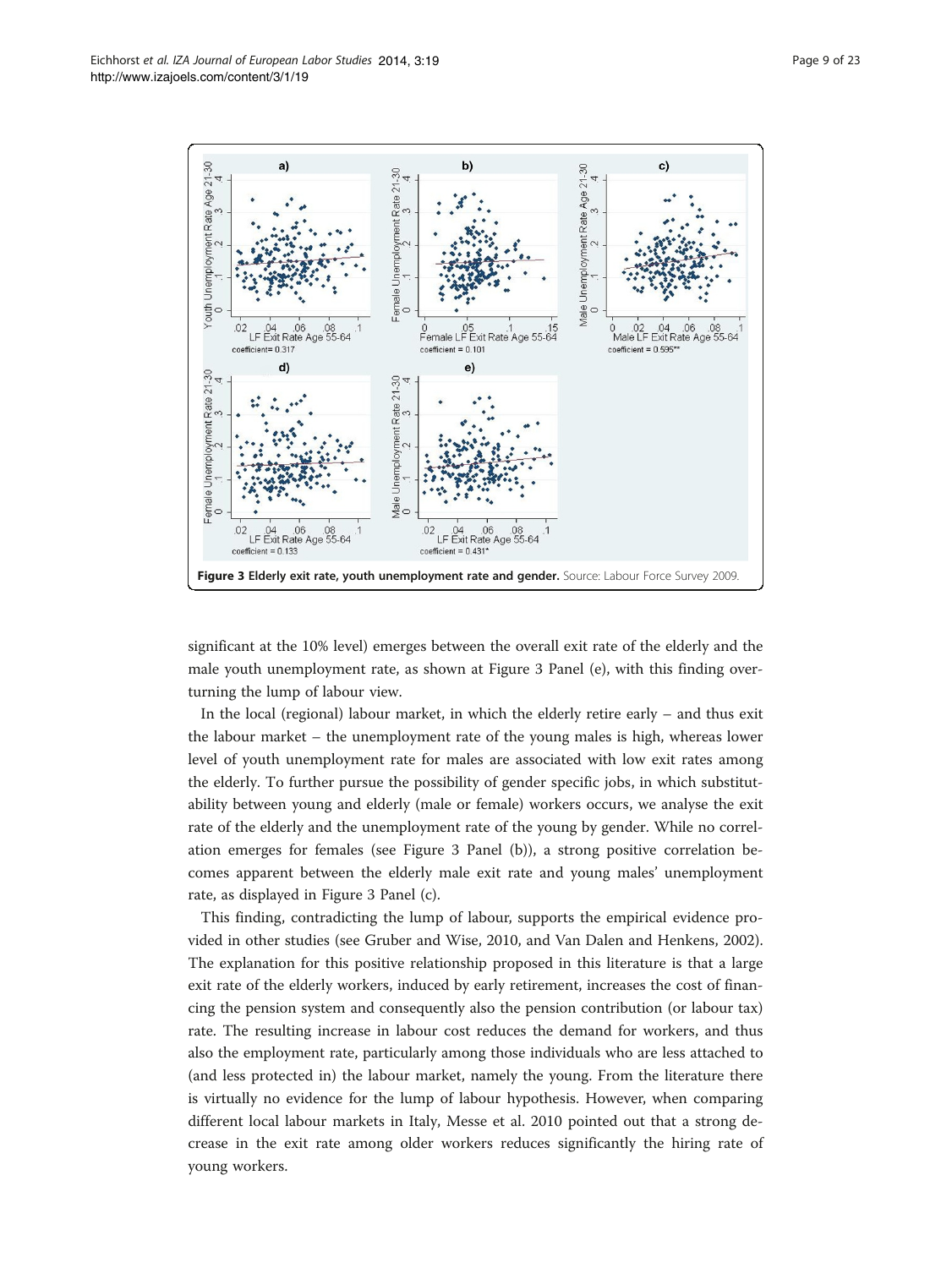**Figure 3 Elderly exit rate, youth unemployment rate and gender.** Source: Labour Force Survey 2009.

significant at the 10% level) emerges between the overall exit rate of the elderly and the male youth unemployment rate, as shown at Figure 3 Panel (e), with this finding overturning the lump of labour view.

In the local (regional) labour market, in which the elderly retire early – and thus exit the labour market – the unemployment rate of the young males is high, whereas lower level of youth unemployment rate for males are associated with low exit rates among the elderly. To further pursue the possibility of gender specific jobs, in which substitutability between young and elderly (male or female) workers occurs, we analyse the exit rate of the elderly and the unemployment rate of the young by gender. While no correlation emerges for females (see Figure 3 Panel (b)), a strong positive correlation becomes apparent between the elderly male exit rate and young males' unemployment rate, as displayed in Figure 3 Panel (c).

This finding, contradicting the lump of labour, supports the empirical evidence provided in other studies (see Gruber and Wise, 2010, and Van Dalen and Henkens, 2002). The explanation for this positive relationship proposed in this literature is that a large exit rate of the elderly workers, induced by early retirement, increases the cost of financing the pension system and consequently also the pension contribution (or labour tax) rate. The resulting increase in labour cost reduces the demand for workers, and thus also the employment rate, particularly among those individuals who are less attached to (and less protected in) the labour market, namely the young. From the literature there is virtually no evidence for the lump of labour hypothesis. However, when comparing different local labour markets in Italy, Messe et al. 2010 pointed out that a strong decrease in the exit rate among older workers reduces significantly the hiring rate of young workers.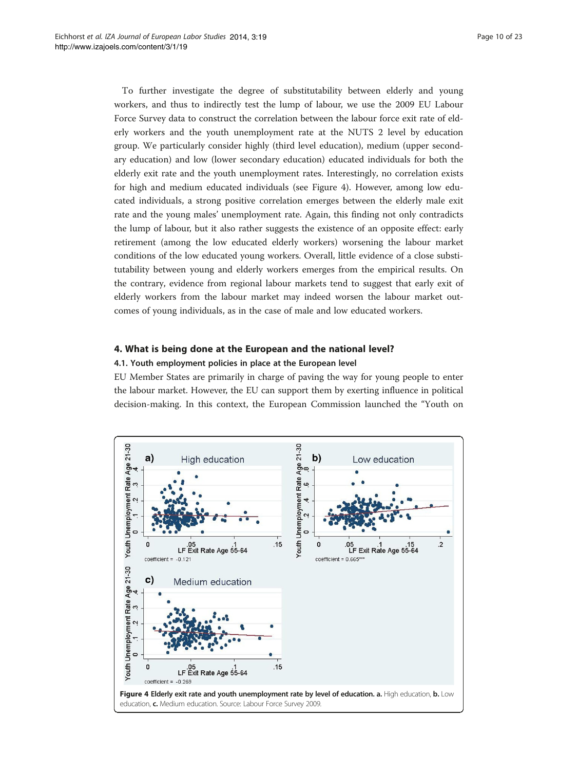To further investigate the degree of substitutability between elderly and young workers, and thus to indirectly test the lump of labour, we use the 2009 EU Labour Force Survey data to construct the correlation between the labour force exit rate of elderly workers and the youth unemployment rate at the NUTS 2 level by education group. We particularly consider highly (third level education), medium (upper secondary education) and low (lower secondary education) educated individuals for both the elderly exit rate and the youth unemployment rates. Interestingly, no correlation exists for high and medium educated individuals (see Figure 4). However, among low educated individuals, a strong positive correlation emerges between the elderly male exit rate and the young males' unemployment rate. Again, this finding not only contradicts the lump of labour, but it also rather suggests the existence of an opposite effect: early retirement (among the low educated elderly workers) worsening the labour market conditions of the low educated young workers. Overall, little evidence of a close substitutability between young and elderly workers emerges from the empirical results. On the contrary, evidence from regional labour markets tend to suggest that early exit of elderly workers from the labour market may indeed worsen the labour market outcomes of young individuals, as in the case of male and low educated workers.

## 4. What is being done at the European and the national level?

### 4.1. Youth employment policies in place at the European level

EU Member States are primarily in charge of paving the way for young people to enter the labour market. However, the EU can support them by exerting influence in political decision-making. In this context, the European Commission launched the "Youth on

**Figure 4 Elderly exit rate and youth unemployment rate by level of education. a.** High education, **b.** Low education, **c.** Medium education. Source: Labour Force Survey 2009.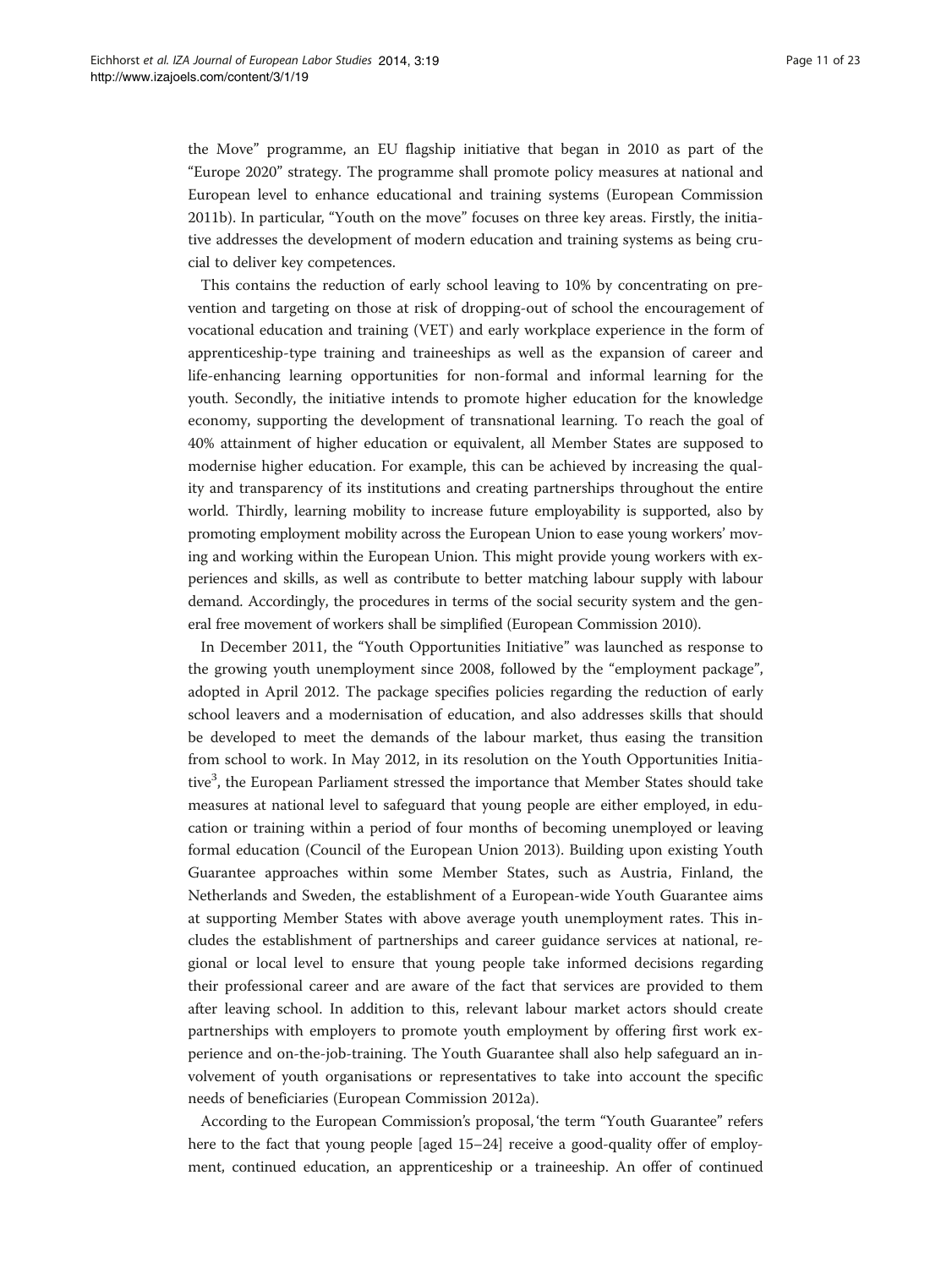the Move" programme, an EU flagship initiative that began in 2010 as part of the "Europe 2020" strategy. The programme shall promote policy measures at national and European level to enhance educational and training systems (European Commission 2011b). In particular, "Youth on the move" focuses on three key areas. Firstly, the initiative addresses the development of modern education and training systems as being crucial to deliver key competences.

This contains the reduction of early school leaving to 10% by concentrating on prevention and targeting on those at risk of dropping-out of school the encouragement of vocational education and training (VET) and early workplace experience in the form of apprenticeship-type training and traineeships as well as the expansion of career and life-enhancing learning opportunities for non-formal and informal learning for the youth. Secondly, the initiative intends to promote higher education for the knowledge economy, supporting the development of transnational learning. To reach the goal of 40% attainment of higher education or equivalent, all Member States are supposed to modernise higher education. For example, this can be achieved by increasing the quality and transparency of its institutions and creating partnerships throughout the entire world. Thirdly, learning mobility to increase future employability is supported, also by promoting employment mobility across the European Union to ease young workers' moving and working within the European Union. This might provide young workers with experiences and skills, as well as contribute to better matching labour supply with labour demand. Accordingly, the procedures in terms of the social security system and the general free movement of workers shall be simplified (European Commission 2010).

In December 2011, the "Youth Opportunities Initiative" was launched as response to the growing youth unemployment since 2008, followed by the "employment package", adopted in April 2012. The package specifies policies regarding the reduction of early school leavers and a modernisation of education, and also addresses skills that should be developed to meet the demands of the labour market, thus easing the transition from school to work. In May 2012, in its resolution on the Youth Opportunities Initiative[3], the European Parliament stressed the importance that Member States should take measures at national level to safeguard that young people are either employed, in education or training within a period of four months of becoming unemployed or leaving formal education (Council of the European Union 2013). Building upon existing Youth Guarantee approaches within some Member States, such as Austria, Finland, the Netherlands and Sweden, the establishment of a European-wide Youth Guarantee aims at supporting Member States with above average youth unemployment rates. This includes the establishment of partnerships and career guidance services at national, regional or local level to ensure that young people take informed decisions regarding their professional career and are aware of the fact that services are provided to them after leaving school. In addition to this, relevant labour market actors should create partnerships with employers to promote youth employment by offering first work experience and on-the-job-training. The Youth Guarantee shall also help safeguard an involvement of youth organisations or representatives to take into account the specific needs of beneficiaries (European Commission 2012a).

According to the European Commission's proposal,'the term "Youth Guarantee" refers here to the fact that young people [aged 15–24] receive a good-quality offer of employment, continued education, an apprenticeship or a traineeship. An offer of continued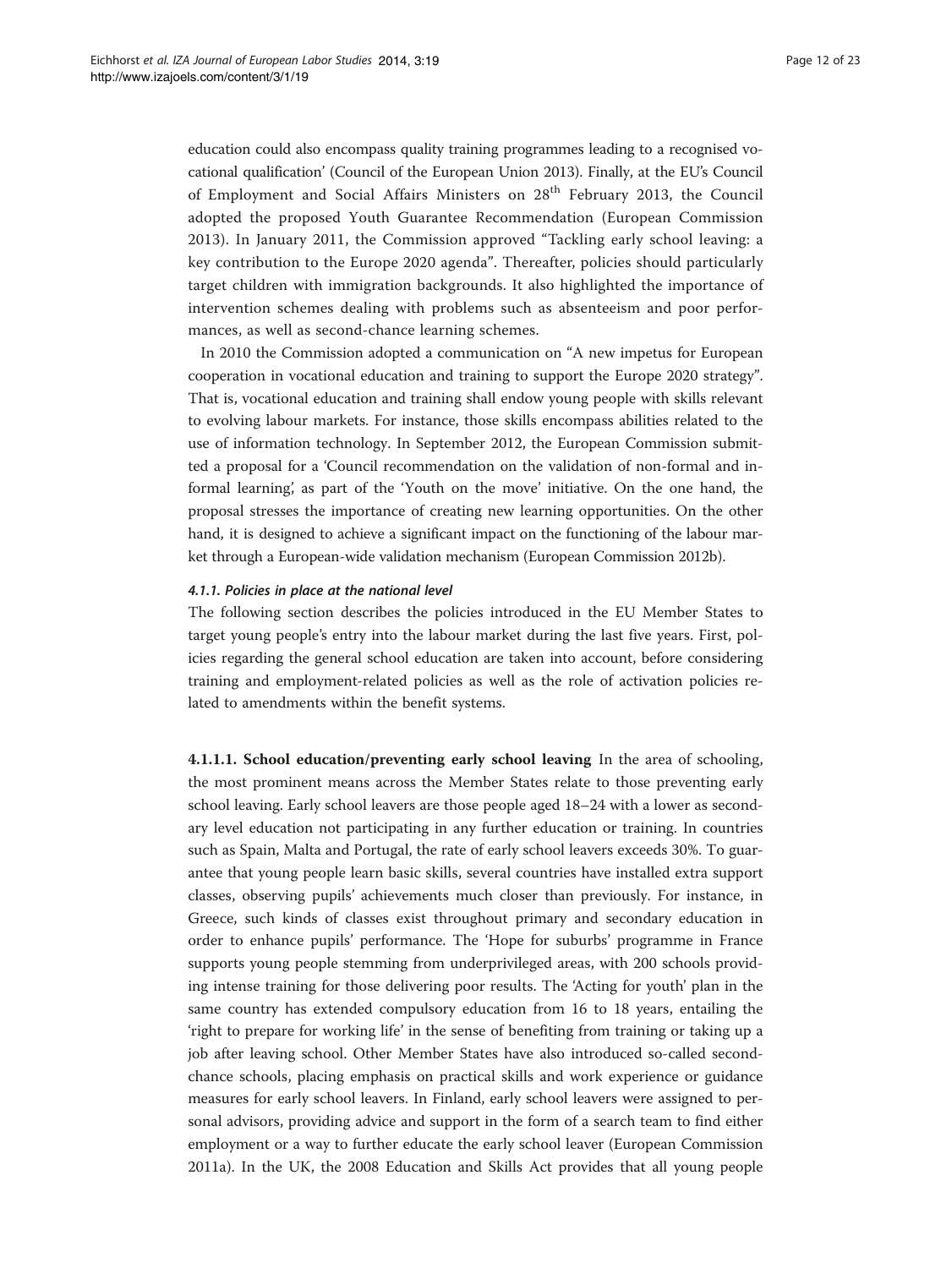education could also encompass quality training programmes leading to a recognised vocational qualification' (Council of the European Union 2013). Finally, at the EU's Council of Employment and Social Affairs Ministers on 28[th] February 2013, the Council adopted the proposed Youth Guarantee Recommendation (European Commission 2013). In January 2011, the Commission approved "Tackling early school leaving: a key contribution to the Europe 2020 agenda". Thereafter, policies should particularly target children with immigration backgrounds. It also highlighted the importance of intervention schemes dealing with problems such as absenteeism and poor performances, as well as second-chance learning schemes.

In 2010 the Commission adopted a communication on "A new impetus for European cooperation in vocational education and training to support the Europe 2020 strategy". That is, vocational education and training shall endow young people with skills relevant to evolving labour markets. For instance, those skills encompass abilities related to the use of information technology. In September 2012, the European Commission submitted a proposal for a 'Council recommendation on the validation of non-formal and informal learning', as part of the 'Youth on the move' initiative. On the one hand, the proposal stresses the importance of creating new learning opportunities. On the other hand, it is designed to achieve a significant impact on the functioning of the labour market through a European-wide validation mechanism (European Commission 2012b).

#### *4.1.1. Policies in place at the national level*

The following section describes the policies introduced in the EU Member States to target young people's entry into the labour market during the last five years. First, policies regarding the general school education are taken into account, before considering training and employment-related policies as well as the role of activation policies related to amendments within the benefit systems.

**4.1.1.1. School education/preventing early school leaving** In the area of schooling, the most prominent means across the Member States relate to those preventing early school leaving. Early school leavers are those people aged 18–24 with a lower as secondary level education not participating in any further education or training. In countries such as Spain, Malta and Portugal, the rate of early school leavers exceeds 30%. To guarantee that young people learn basic skills, several countries have installed extra support classes, observing pupils' achievements much closer than previously. For instance, in Greece, such kinds of classes exist throughout primary and secondary education in order to enhance pupils' performance. The 'Hope for suburbs' programme in France supports young people stemming from underprivileged areas, with 200 schools providing intense training for those delivering poor results. The 'Acting for youth' plan in the same country has extended compulsory education from 16 to 18 years, entailing the 'right to prepare for working life' in the sense of benefiting from training or taking up a job after leaving school. Other Member States have also introduced so-called second-chance schools, placing emphasis on practical skills and work experience or guidance measures for early school leavers. In Finland, early school leavers were assigned to personal advisors, providing advice and support in the form of a search team to find either employment or a way to further educate the early school leaver (European Commission 2011a). In the UK, the 2008 Education and Skills Act provides that all young people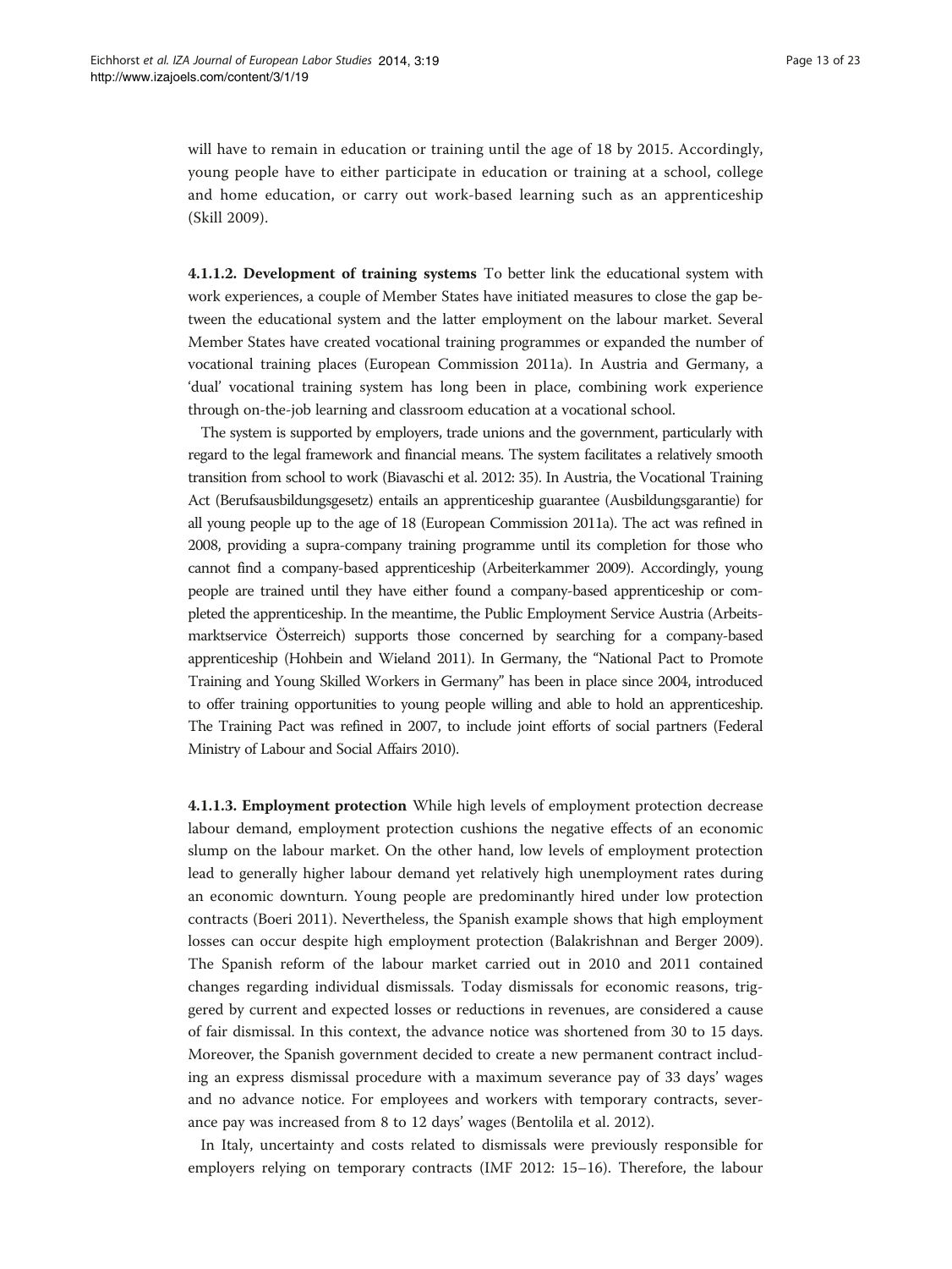will have to remain in education or training until the age of 18 by 2015. Accordingly, young people have to either participate in education or training at a school, college and home education, or carry out work-based learning such as an apprenticeship (Skill 2009).

**4.1.1.2. Development of training systems** To better link the educational system with work experiences, a couple of Member States have initiated measures to close the gap between the educational system and the latter employment on the labour market. Several Member States have created vocational training programmes or expanded the number of vocational training places (European Commission 2011a). In Austria and Germany, a 'dual' vocational training system has long been in place, combining work experience through on-the-job learning and classroom education at a vocational school.

The system is supported by employers, trade unions and the government, particularly with regard to the legal framework and financial means. The system facilitates a relatively smooth transition from school to work (Biavaschi et al. 2012: 35). In Austria, the Vocational Training Act (Berufsausbildungsgesetz) entails an apprenticeship guarantee (Ausbildungsgarantie) for all young people up to the age of 18 (European Commission 2011a). The act was refined in 2008, providing a supra-company training programme until its completion for those who cannot find a company-based apprenticeship (Arbeiterkammer 2009). Accordingly, young people are trained until they have either found a company-based apprenticeship or completed the apprenticeship. In the meantime, the Public Employment Service Austria (Arbeitsmarktservice Österreich) supports those concerned by searching for a company-based apprenticeship (Hohbein and Wieland 2011). In Germany, the "National Pact to Promote Training and Young Skilled Workers in Germany" has been in place since 2004, introduced to offer training opportunities to young people willing and able to hold an apprenticeship. The Training Pact was refined in 2007, to include joint efforts of social partners (Federal Ministry of Labour and Social Affairs 2010).

**4.1.1.3. Employment protection** While high levels of employment protection decrease labour demand, employment protection cushions the negative effects of an economic slump on the labour market. On the other hand, low levels of employment protection lead to generally higher labour demand yet relatively high unemployment rates during an economic downturn. Young people are predominantly hired under low protection contracts (Boeri 2011). Nevertheless, the Spanish example shows that high employment losses can occur despite high employment protection (Balakrishnan and Berger 2009). The Spanish reform of the labour market carried out in 2010 and 2011 contained changes regarding individual dismissals. Today dismissals for economic reasons, triggered by current and expected losses or reductions in revenues, are considered a cause of fair dismissal. In this context, the advance notice was shortened from 30 to 15 days. Moreover, the Spanish government decided to create a new permanent contract including an express dismissal procedure with a maximum severance pay of 33 days' wages and no advance notice. For employees and workers with temporary contracts, severance pay was increased from 8 to 12 days' wages (Bentolila et al. 2012).

In Italy, uncertainty and costs related to dismissals were previously responsible for employers relying on temporary contracts (IMF 2012: 15–16). Therefore, the labour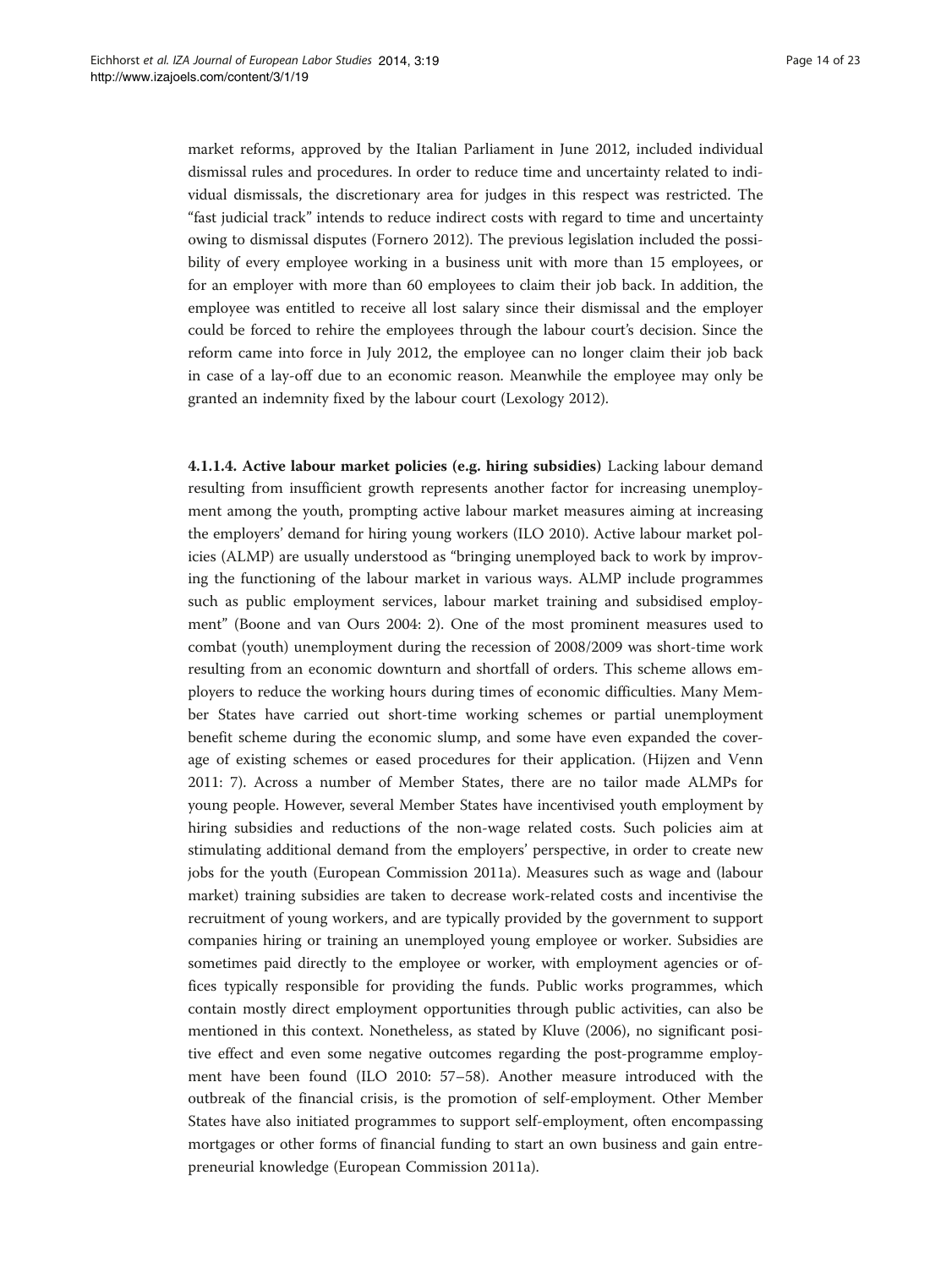market reforms, approved by the Italian Parliament in June 2012, included individual dismissal rules and procedures. In order to reduce time and uncertainty related to individual dismissals, the discretionary area for judges in this respect was restricted. The "fast judicial track" intends to reduce indirect costs with regard to time and uncertainty owing to dismissal disputes (Fornero 2012). The previous legislation included the possibility of every employee working in a business unit with more than 15 employees, or for an employer with more than 60 employees to claim their job back. In addition, the employee was entitled to receive all lost salary since their dismissal and the employer could be forced to rehire the employees through the labour court's decision. Since the reform came into force in July 2012, the employee can no longer claim their job back in case of a lay-off due to an economic reason. Meanwhile the employee may only be granted an indemnity fixed by the labour court (Lexology 2012).

**4.1.1.4. Active labour market policies (e.g. hiring subsidies)** Lacking labour demand resulting from insufficient growth represents another factor for increasing unemployment among the youth, prompting active labour market measures aiming at increasing the employers' demand for hiring young workers (ILO 2010). Active labour market policies (ALMP) are usually understood as "bringing unemployed back to work by improving the functioning of the labour market in various ways. ALMP include programmes such as public employment services, labour market training and subsidised employment" (Boone and van Ours 2004: 2). One of the most prominent measures used to combat (youth) unemployment during the recession of 2008/2009 was short-time work resulting from an economic downturn and shortfall of orders. This scheme allows employers to reduce the working hours during times of economic difficulties. Many Member States have carried out short-time working schemes or partial unemployment benefit scheme during the economic slump, and some have even expanded the coverage of existing schemes or eased procedures for their application. (Hijzen and Venn 2011: 7). Across a number of Member States, there are no tailor made ALMPs for young people. However, several Member States have incentivised youth employment by hiring subsidies and reductions of the non-wage related costs. Such policies aim at stimulating additional demand from the employers' perspective, in order to create new jobs for the youth (European Commission 2011a). Measures such as wage and (labour market) training subsidies are taken to decrease work-related costs and incentivise the recruitment of young workers, and are typically provided by the government to support companies hiring or training an unemployed young employee or worker. Subsidies are sometimes paid directly to the employee or worker, with employment agencies or offices typically responsible for providing the funds. Public works programmes, which contain mostly direct employment opportunities through public activities, can also be mentioned in this context. Nonetheless, as stated by Kluve (2006), no significant positive effect and even some negative outcomes regarding the post-programme employment have been found (ILO 2010: 57–58). Another measure introduced with the outbreak of the financial crisis, is the promotion of self-employment. Other Member States have also initiated programmes to support self-employment, often encompassing mortgages or other forms of financial funding to start an own business and gain entrepreneurial knowledge (European Commission 2011a).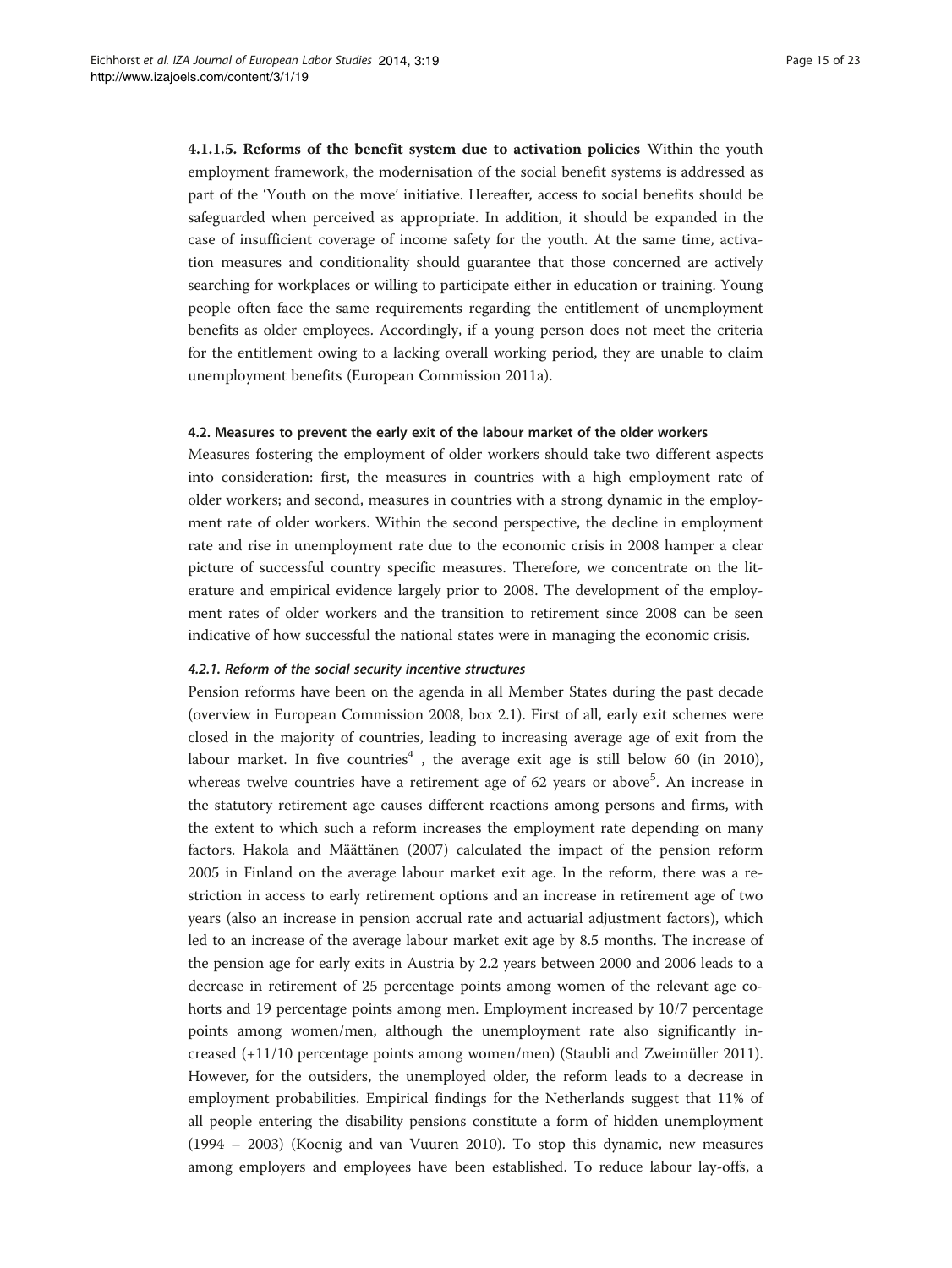**4.1.1.5. Reforms of the benefit system due to activation policies** Within the youth employment framework, the modernisation of the social benefit systems is addressed as part of the 'Youth on the move' initiative. Hereafter, access to social benefits should be safeguarded when perceived as appropriate. In addition, it should be expanded in the case of insufficient coverage of income safety for the youth. At the same time, activation measures and conditionality should guarantee that those concerned are actively searching for workplaces or willing to participate either in education or training. Young people often face the same requirements regarding the entitlement of unemployment benefits as older employees. Accordingly, if a young person does not meet the criteria for the entitlement owing to a lacking overall working period, they are unable to claim unemployment benefits (European Commission 2011a).

#### 4.2. Measures to prevent the early exit of the labour market of the older workers

Measures fostering the employment of older workers should take two different aspects into consideration: first, the measures in countries with a high employment rate of older workers; and second, measures in countries with a strong dynamic in the employment rate of older workers. Within the second perspective, the decline in employment rate and rise in unemployment rate due to the economic crisis in 2008 hamper a clear picture of successful country specific measures. Therefore, we concentrate on the literature and empirical evidence largely prior to 2008. The development of the employment rates of older workers and the transition to retirement since 2008 can be seen indicative of how successful the national states were in managing the economic crisis.

##### *4.2.1. Reform of the social security incentive structures*

Pension reforms have been on the agenda in all Member States during the past decade (overview in European Commission 2008, box 2.1). First of all, early exit schemes were closed in the majority of countries, leading to increasing average age of exit from the labour market. In five countries[4] , the average exit age is still below 60 (in 2010), whereas twelve countries have a retirement age of 62 years or above[5]. An increase in the statutory retirement age causes different reactions among persons and firms, with the extent to which such a reform increases the employment rate depending on many factors. Hakola and Määttänen (2007) calculated the impact of the pension reform 2005 in Finland on the average labour market exit age. In the reform, there was a restriction in access to early retirement options and an increase in retirement age of two years (also an increase in pension accrual rate and actuarial adjustment factors), which led to an increase of the average labour market exit age by 8.5 months. The increase of the pension age for early exits in Austria by 2.2 years between 2000 and 2006 leads to a decrease in retirement of 25 percentage points among women of the relevant age cohorts and 19 percentage points among men. Employment increased by 10/7 percentage points among women/men, although the unemployment rate also significantly increased (+11/10 percentage points among women/men) (Staubli and Zweimüller 2011). However, for the outsiders, the unemployed older, the reform leads to a decrease in employment probabilities. Empirical findings for the Netherlands suggest that 11% of all people entering the disability pensions constitute a form of hidden unemployment (1994 – 2003) (Koenig and van Vuuren 2010). To stop this dynamic, new measures among employers and employees have been established. To reduce labour lay-offs, a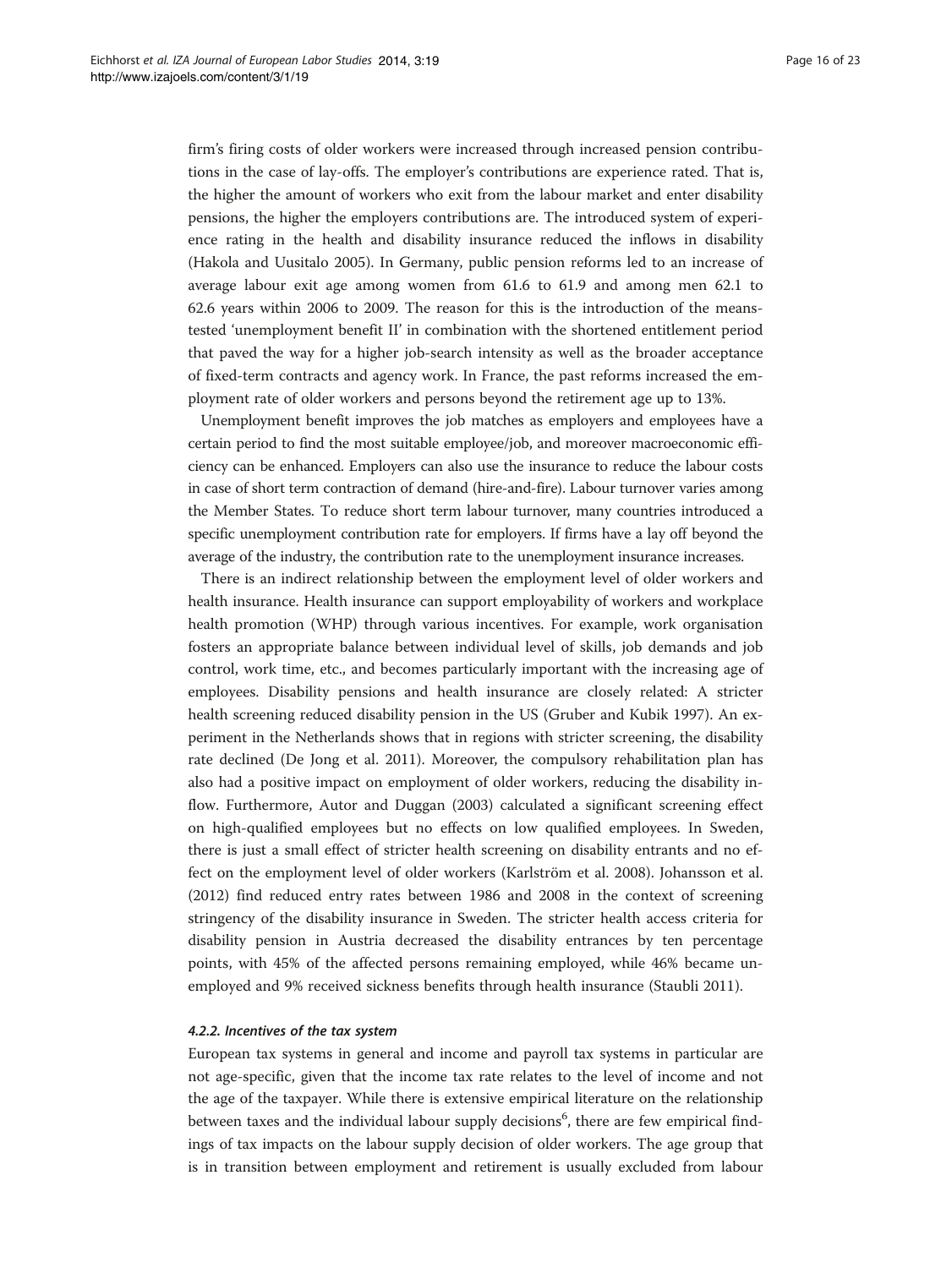firm's firing costs of older workers were increased through increased pension contributions in the case of lay-offs. The employer's contributions are experience rated. That is, the higher the amount of workers who exit from the labour market and enter disability pensions, the higher the employers contributions are. The introduced system of experience rating in the health and disability insurance reduced the inflows in disability (Hakola and Uusitalo 2005). In Germany, public pension reforms led to an increase of average labour exit age among women from 61.6 to 61.9 and among men 62.1 to 62.6 years within 2006 to 2009. The reason for this is the introduction of the means-tested 'unemployment benefit II' in combination with the shortened entitlement period that paved the way for a higher job-search intensity as well as the broader acceptance of fixed-term contracts and agency work. In France, the past reforms increased the employment rate of older workers and persons beyond the retirement age up to 13%.

Unemployment benefit improves the job matches as employers and employees have a certain period to find the most suitable employee/job, and moreover macroeconomic efficiency can be enhanced. Employers can also use the insurance to reduce the labour costs in case of short term contraction of demand (hire-and-fire). Labour turnover varies among the Member States. To reduce short term labour turnover, many countries introduced a specific unemployment contribution rate for employers. If firms have a lay off beyond the average of the industry, the contribution rate to the unemployment insurance increases.

There is an indirect relationship between the employment level of older workers and health insurance. Health insurance can support employability of workers and workplace health promotion (WHP) through various incentives. For example, work organisation fosters an appropriate balance between individual level of skills, job demands and job control, work time, etc., and becomes particularly important with the increasing age of employees. Disability pensions and health insurance are closely related: A stricter health screening reduced disability pension in the US (Gruber and Kubik 1997). An experiment in the Netherlands shows that in regions with stricter screening, the disability rate declined (De Jong et al. 2011). Moreover, the compulsory rehabilitation plan has also had a positive impact on employment of older workers, reducing the disability inflow. Furthermore, Autor and Duggan (2003) calculated a significant screening effect on high-qualified employees but no effects on low qualified employees. In Sweden, there is just a small effect of stricter health screening on disability entrants and no effect on the employment level of older workers (Karlström et al. 2008). Johansson et al. (2012) find reduced entry rates between 1986 and 2008 in the context of screening stringency of the disability insurance in Sweden. The stricter health access criteria for disability pension in Austria decreased the disability entrances by ten percentage points, with 45% of the affected persons remaining employed, while 46% became unemployed and 9% received sickness benefits through health insurance (Staubli 2011).

#### *4.2.2. Incentives of the tax system*

European tax systems in general and income and payroll tax systems in particular are not age-specific, given that the income tax rate relates to the level of income and not the age of the taxpayer. While there is extensive empirical literature on the relationship between taxes and the individual labour supply decisions[6], there are few empirical findings of tax impacts on the labour supply decision of older workers. The age group that is in transition between employment and retirement is usually excluded from labour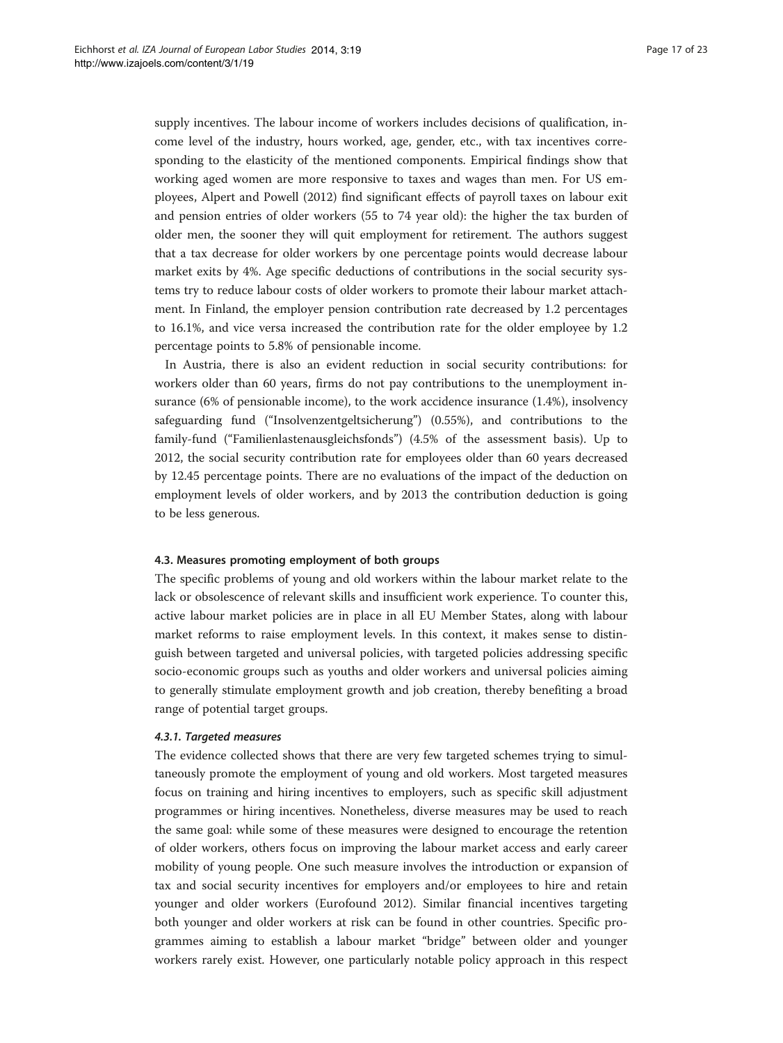supply incentives. The labour income of workers includes decisions of qualification, income level of the industry, hours worked, age, gender, etc., with tax incentives corresponding to the elasticity of the mentioned components. Empirical findings show that working aged women are more responsive to taxes and wages than men. For US employees, Alpert and Powell (2012) find significant effects of payroll taxes on labour exit and pension entries of older workers (55 to 74 year old): the higher the tax burden of older men, the sooner they will quit employment for retirement. The authors suggest that a tax decrease for older workers by one percentage points would decrease labour market exits by 4%. Age specific deductions of contributions in the social security systems try to reduce labour costs of older workers to promote their labour market attachment. In Finland, the employer pension contribution rate decreased by 1.2 percentages to 16.1%, and vice versa increased the contribution rate for the older employee by 1.2 percentage points to 5.8% of pensionable income.

In Austria, there is also an evident reduction in social security contributions: for workers older than 60 years, firms do not pay contributions to the unemployment insurance (6% of pensionable income), to the work accidence insurance (1.4%), insolvency safeguarding fund ("Insolvenzentgeltsicherung") (0.55%), and contributions to the family-fund ("Familienlastenausgleichsfonds") (4.5% of the assessment basis). Up to 2012, the social security contribution rate for employees older than 60 years decreased by 12.45 percentage points. There are no evaluations of the impact of the deduction on employment levels of older workers, and by 2013 the contribution deduction is going to be less generous.

#### 4.3. Measures promoting employment of both groups

The specific problems of young and old workers within the labour market relate to the lack or obsolescence of relevant skills and insufficient work experience. To counter this, active labour market policies are in place in all EU Member States, along with labour market reforms to raise employment levels. In this context, it makes sense to distinguish between targeted and universal policies, with targeted policies addressing specific socio-economic groups such as youths and older workers and universal policies aiming to generally stimulate employment growth and job creation, thereby benefiting a broad range of potential target groups.

##### *4.3.1. Targeted measures*

The evidence collected shows that there are very few targeted schemes trying to simultaneously promote the employment of young and old workers. Most targeted measures focus on training and hiring incentives to employers, such as specific skill adjustment programmes or hiring incentives. Nonetheless, diverse measures may be used to reach the same goal: while some of these measures were designed to encourage the retention of older workers, others focus on improving the labour market access and early career mobility of young people. One such measure involves the introduction or expansion of tax and social security incentives for employers and/or employees to hire and retain younger and older workers (Eurofound 2012). Similar financial incentives targeting both younger and older workers at risk can be found in other countries. Specific programmes aiming to establish a labour market "bridge" between older and younger workers rarely exist. However, one particularly notable policy approach in this respect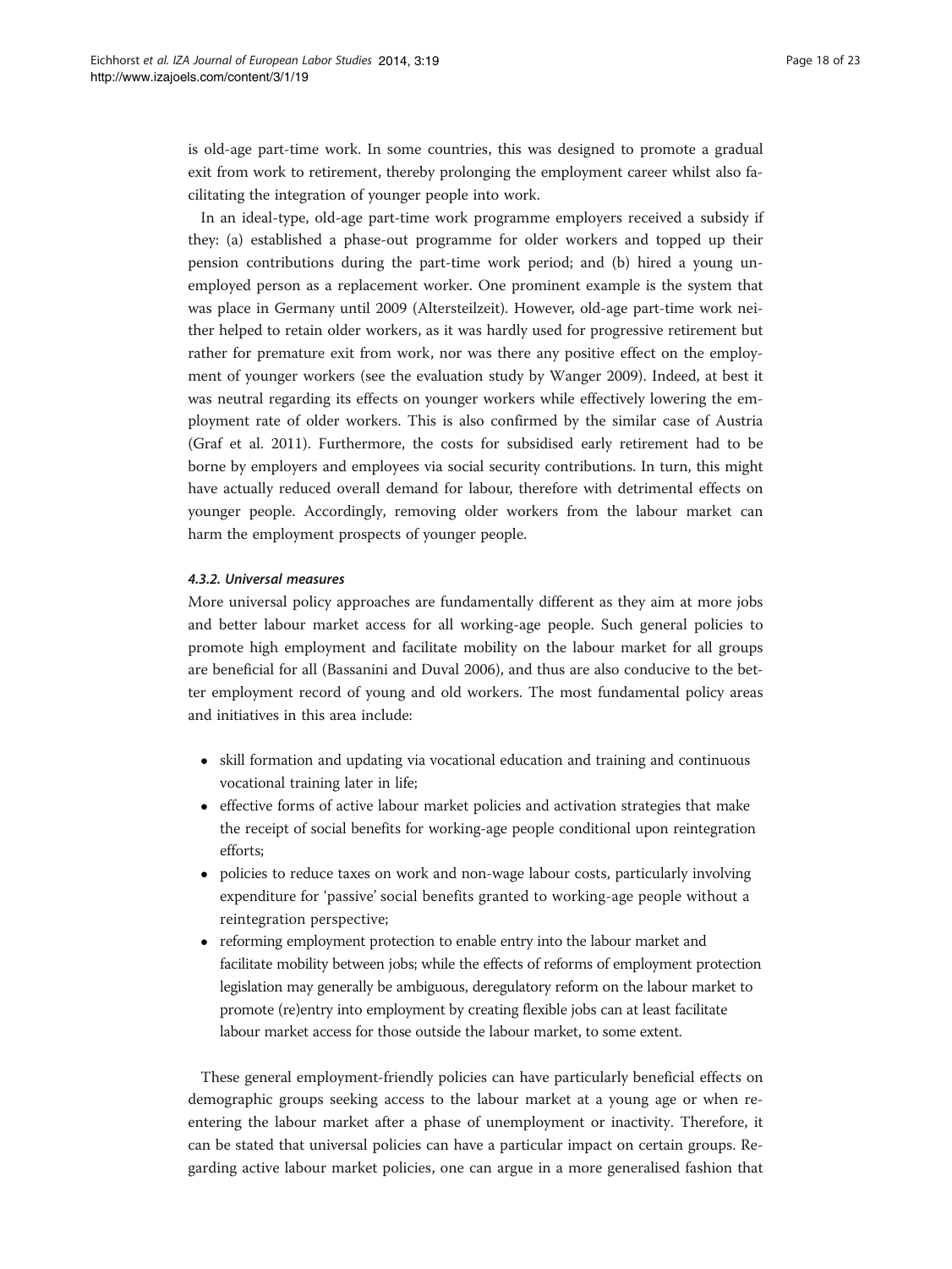is old-age part-time work. In some countries, this was designed to promote a gradual exit from work to retirement, thereby prolonging the employment career whilst also facilitating the integration of younger people into work.

In an ideal-type, old-age part-time work programme employers received a subsidy if they: (a) established a phase-out programme for older workers and topped up their pension contributions during the part-time work period; and (b) hired a young unemployed person as a replacement worker. One prominent example is the system that was place in Germany until 2009 (Altersteilzeit). However, old-age part-time work neither helped to retain older workers, as it was hardly used for progressive retirement but rather for premature exit from work, nor was there any positive effect on the employment of younger workers (see the evaluation study by Wanger 2009). Indeed, at best it was neutral regarding its effects on younger workers while effectively lowering the employment rate of older workers. This is also confirmed by the similar case of Austria (Graf et al. 2011). Furthermore, the costs for subsidised early retirement had to be borne by employers and employees via social security contributions. In turn, this might have actually reduced overall demand for labour, therefore with detrimental effects on younger people. Accordingly, removing older workers from the labour market can harm the employment prospects of younger people.

#### *4.3.2. Universal measures*

More universal policy approaches are fundamentally different as they aim at more jobs and better labour market access for all working-age people. Such general policies to promote high employment and facilitate mobility on the labour market for all groups are beneficial for all (Bassanini and Duval 2006), and thus are also conducive to the better employment record of young and old workers. The most fundamental policy areas and initiatives in this area include:

- skill formation and updating via vocational education and training and continuous vocational training later in life;
- effective forms of active labour market policies and activation strategies that make the receipt of social benefits for working-age people conditional upon reintegration efforts;
- policies to reduce taxes on work and non-wage labour costs, particularly involving expenditure for 'passive' social benefits granted to working-age people without a reintegration perspective;
- reforming employment protection to enable entry into the labour market and facilitate mobility between jobs; while the effects of reforms of employment protection legislation may generally be ambiguous, deregulatory reform on the labour market to promote (re)entry into employment by creating flexible jobs can at least facilitate labour market access for those outside the labour market, to some extent.

These general employment-friendly policies can have particularly beneficial effects on demographic groups seeking access to the labour market at a young age or when re-entering the labour market after a phase of unemployment or inactivity. Therefore, it can be stated that universal policies can have a particular impact on certain groups. Regarding active labour market policies, one can argue in a more generalised fashion that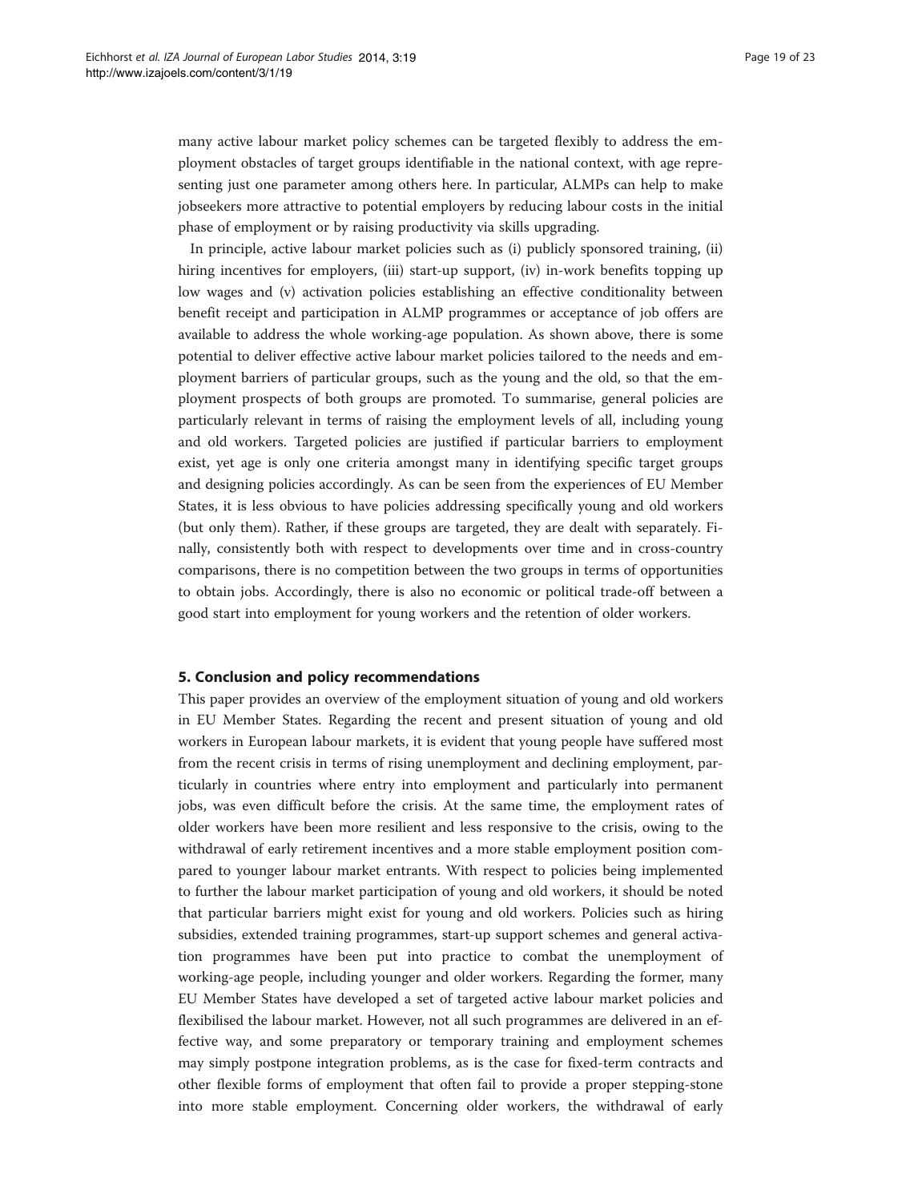many active labour market policy schemes can be targeted flexibly to address the employment obstacles of target groups identifiable in the national context, with age representing just one parameter among others here. In particular, ALMPs can help to make jobseekers more attractive to potential employers by reducing labour costs in the initial phase of employment or by raising productivity via skills upgrading.

In principle, active labour market policies such as (i) publicly sponsored training, (ii) hiring incentives for employers, (iii) start-up support, (iv) in-work benefits topping up low wages and (v) activation policies establishing an effective conditionality between benefit receipt and participation in ALMP programmes or acceptance of job offers are available to address the whole working-age population. As shown above, there is some potential to deliver effective active labour market policies tailored to the needs and employment barriers of particular groups, such as the young and the old, so that the employment prospects of both groups are promoted. To summarise, general policies are particularly relevant in terms of raising the employment levels of all, including young and old workers. Targeted policies are justified if particular barriers to employment exist, yet age is only one criteria amongst many in identifying specific target groups and designing policies accordingly. As can be seen from the experiences of EU Member States, it is less obvious to have policies addressing specifically young and old workers (but only them). Rather, if these groups are targeted, they are dealt with separately. Finally, consistently both with respect to developments over time and in cross-country comparisons, there is no competition between the two groups in terms of opportunities to obtain jobs. Accordingly, there is also no economic or political trade-off between a good start into employment for young workers and the retention of older workers.

## 5. Conclusion and policy recommendations

This paper provides an overview of the employment situation of young and old workers in EU Member States. Regarding the recent and present situation of young and old workers in European labour markets, it is evident that young people have suffered most from the recent crisis in terms of rising unemployment and declining employment, particularly in countries where entry into employment and particularly into permanent jobs, was even difficult before the crisis. At the same time, the employment rates of older workers have been more resilient and less responsive to the crisis, owing to the withdrawal of early retirement incentives and a more stable employment position compared to younger labour market entrants. With respect to policies being implemented to further the labour market participation of young and old workers, it should be noted that particular barriers might exist for young and old workers. Policies such as hiring subsidies, extended training programmes, start-up support schemes and general activation programmes have been put into practice to combat the unemployment of working-age people, including younger and older workers. Regarding the former, many EU Member States have developed a set of targeted active labour market policies and flexibilised the labour market. However, not all such programmes are delivered in an effective way, and some preparatory or temporary training and employment schemes may simply postpone integration problems, as is the case for fixed-term contracts and other flexible forms of employment that often fail to provide a proper stepping-stone into more stable employment. Concerning older workers, the withdrawal of early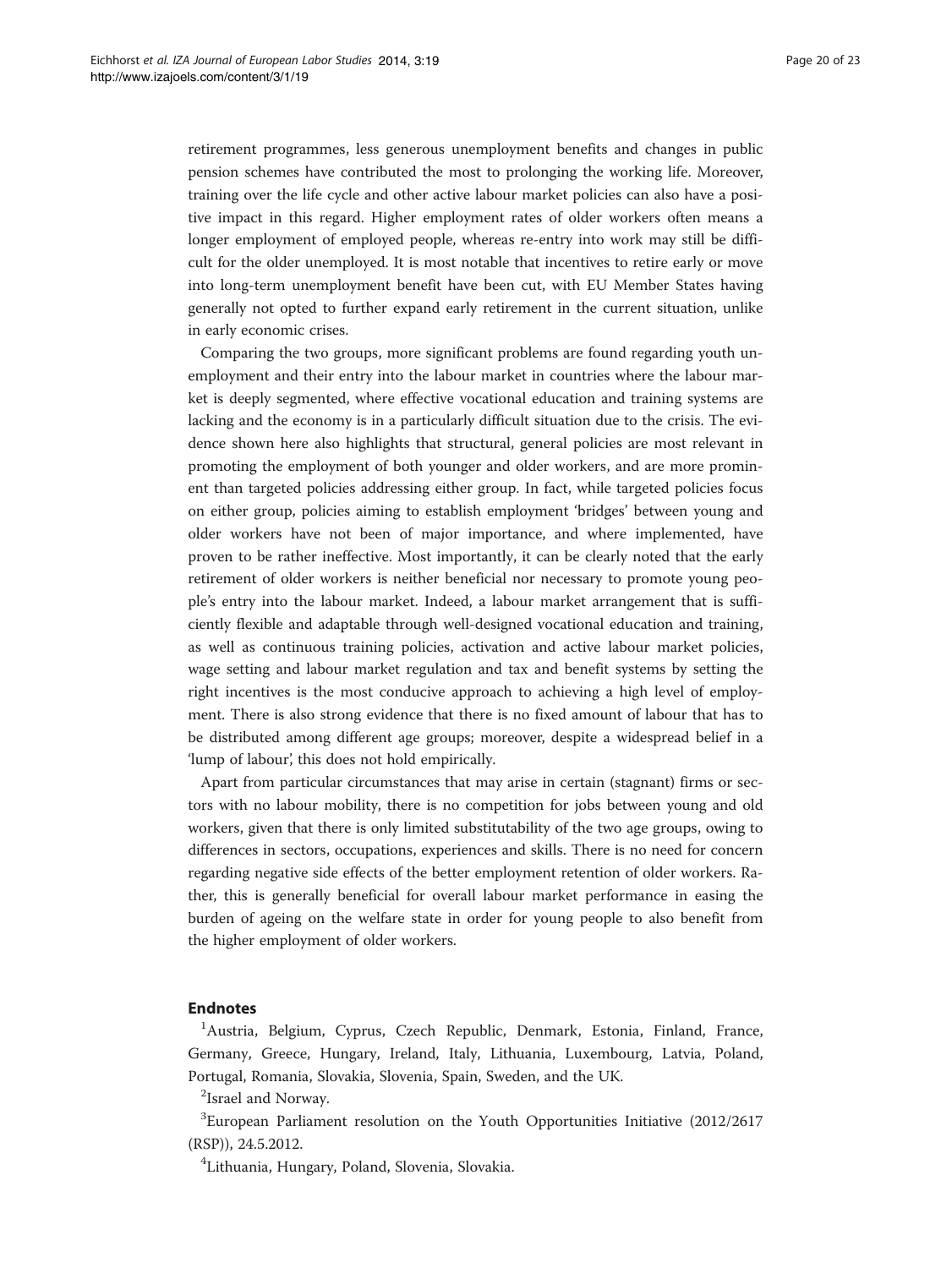retirement programmes, less generous unemployment benefits and changes in public pension schemes have contributed the most to prolonging the working life. Moreover, training over the life cycle and other active labour market policies can also have a positive impact in this regard. Higher employment rates of older workers often means a longer employment of employed people, whereas re-entry into work may still be difficult for the older unemployed. It is most notable that incentives to retire early or move into long-term unemployment benefit have been cut, with EU Member States having generally not opted to further expand early retirement in the current situation, unlike in early economic crises.

Comparing the two groups, more significant problems are found regarding youth unemployment and their entry into the labour market in countries where the labour market is deeply segmented, where effective vocational education and training systems are lacking and the economy is in a particularly difficult situation due to the crisis. The evidence shown here also highlights that structural, general policies are most relevant in promoting the employment of both younger and older workers, and are more prominent than targeted policies addressing either group. In fact, while targeted policies focus on either group, policies aiming to establish employment 'bridges' between young and older workers have not been of major importance, and where implemented, have proven to be rather ineffective. Most importantly, it can be clearly noted that the early retirement of older workers is neither beneficial nor necessary to promote young people's entry into the labour market. Indeed, a labour market arrangement that is sufficiently flexible and adaptable through well-designed vocational education and training, as well as continuous training policies, activation and active labour market policies, wage setting and labour market regulation and tax and benefit systems by setting the right incentives is the most conducive approach to achieving a high level of employment. There is also strong evidence that there is no fixed amount of labour that has to be distributed among different age groups; moreover, despite a widespread belief in a 'lump of labour', this does not hold empirically.

Apart from particular circumstances that may arise in certain (stagnant) firms or sectors with no labour mobility, there is no competition for jobs between young and old workers, given that there is only limited substitutability of the two age groups, owing to differences in sectors, occupations, experiences and skills. There is no need for concern regarding negative side effects of the better employment retention of older workers. Rather, this is generally beneficial for overall labour market performance in easing the burden of ageing on the welfare state in order for young people to also benefit from the higher employment of older workers.

## Endnotes

[1]Austria, Belgium, Cyprus, Czech Republic, Denmark, Estonia, Finland, France, Germany, Greece, Hungary, Ireland, Italy, Lithuania, Luxembourg, Latvia, Poland, Portugal, Romania, Slovakia, Slovenia, Spain, Sweden, and the UK.

[2]Israel and Norway.

[3]European Parliament resolution on the Youth Opportunities Initiative (2012/2617 (RSP)), 24.5.2012.

[4]Lithuania, Hungary, Poland, Slovenia, Slovakia.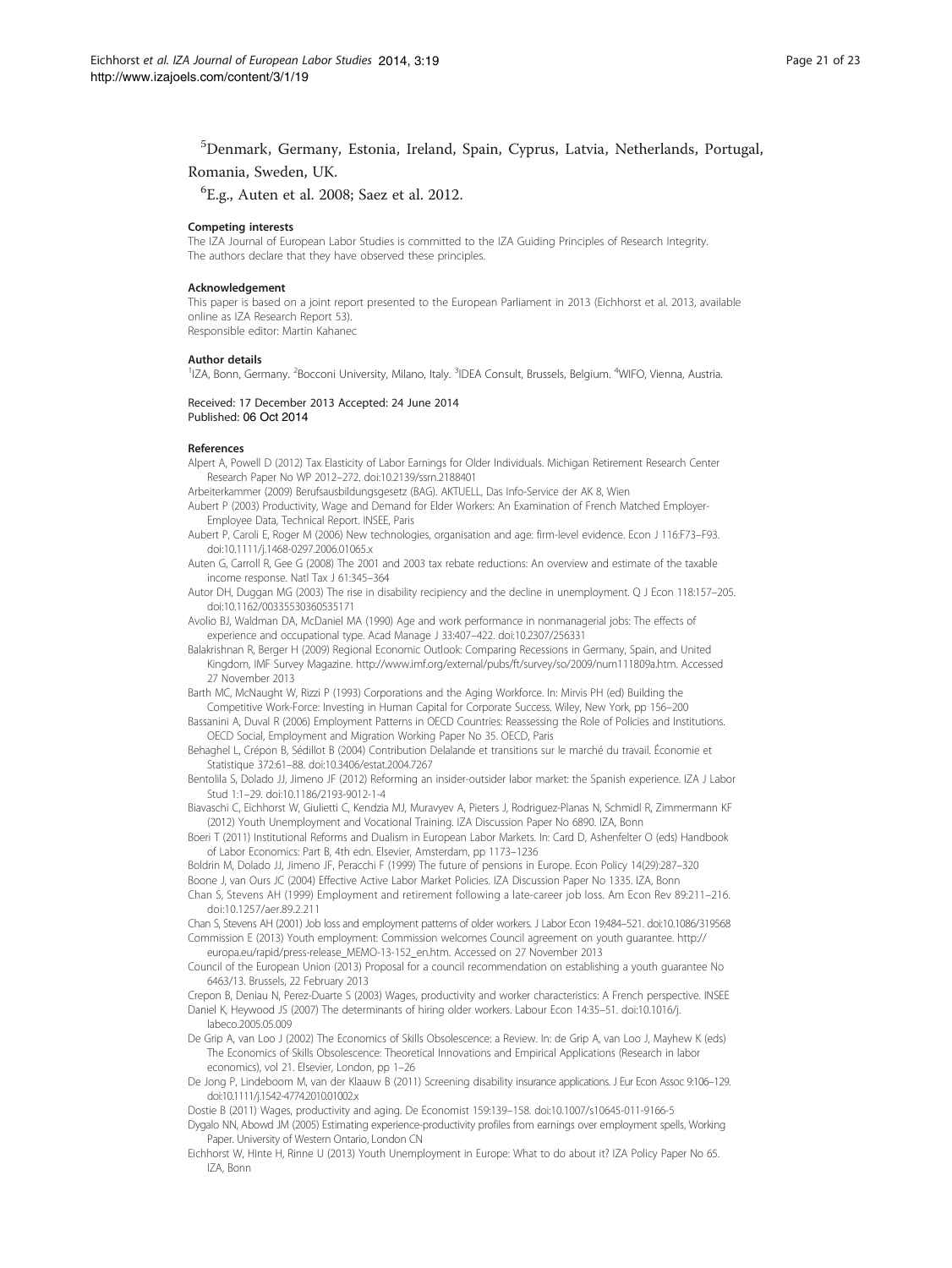[5]Denmark, Germany, Estonia, Ireland, Spain, Cyprus, Latvia, Netherlands, Portugal, Romania, Sweden, UK.

[6]E.g., Auten et al. 2008; Saez et al. 2012.

#### Competing interests

The IZA Journal of European Labor Studies is committed to the IZA Guiding Principles of Research Integrity. The authors declare that they have observed these principles.

#### Acknowledgement

This paper is based on a joint report presented to the European Parliament in 2013 (Eichhorst et al. 2013, available online as IZA Research Report 53).
Responsible editor: Martin Kahanec

#### Author details

[1]IZA, Bonn, Germany. [2]Bocconi University, Milano, Italy. [3]IDEA Consult, Brussels, Belgium. [4]WIFO, Vienna, Austria.

Received: 17 December 2013 Accepted: 24 June 2014
Published: 06 Oct 2014

#### References

Alpert A, Powell D (2012) Tax Elasticity of Labor Earnings for Older Individuals. Michigan Retirement Research Center Research Paper No WP 2012–272. doi:10.2139/ssrn.2188401

Arbeiterkammer (2009) Berufsausbildungsgesetz (BAG). AKTUELL, Das Info-Service der AK 8, Wien

Aubert P (2003) Productivity, Wage and Demand for Elder Workers: An Examination of French Matched Employer-Employee Data, Technical Report. INSEE, Paris

Aubert P, Caroli E, Roger M (2006) New technologies, organisation and age: firm-level evidence. Econ J 116:F73–F93. doi:10.1111/j.1468-0297.2006.01065.x

Auten G, Carroll R, Gee G (2008) The 2001 and 2003 tax rebate reductions: An overview and estimate of the taxable income response. Natl Tax J 61:345–364

Autor DH, Duggan MG (2003) The rise in disability recipiency and the decline in unemployment. Q J Econ 118:157–205. doi:10.1162/00335530360535171

Avolio BJ, Waldman DA, McDaniel MA (1990) Age and work performance in nonmanagerial jobs: The effects of experience and occupational type. Acad Manage J 33:407–422. doi:10.2307/256331

Balakrishnan R, Berger H (2009) Regional Economic Outlook: Comparing Recessions in Germany, Spain, and United Kingdom, IMF Survey Magazine. http://www.imf.org/external/pubs/ft/survey/so/2009/num111809a.htm. Accessed 27 November 2013

Barth MC, McNaught W, Rizzi P (1993) Corporations and the Aging Workforce. In: Mirvis PH (ed) Building the Competitive Work-Force: Investing in Human Capital for Corporate Success. Wiley, New York, pp 156–200

Bassanini A, Duval R (2006) Employment Patterns in OECD Countries: Reassessing the Role of Policies and Institutions. OECD Social, Employment and Migration Working Paper No 35. OECD, Paris

Behaghel L, Crépon B, Sédillot B (2004) Contribution Delalande et transitions sur le marché du travail. Économie et Statistique 372:61–88. doi:10.3406/estat.2004.7267

Bentolila S, Dolado JJ, Jimeno JF (2012) Reforming an insider-outsider labor market: the Spanish experience. IZA J Labor Stud 1:1–29. doi:10.1186/2193-9012-1-4

Biavaschi C, Eichhorst W, Giulietti C, Kendzia MJ, Muravyev A, Pieters J, Rodriguez-Planas N, Schmidl R, Zimmermann KF (2012) Youth Unemployment and Vocational Training. IZA Discussion Paper No 6890. IZA, Bonn

Boeri T (2011) Institutional Reforms and Dualism in European Labor Markets. In: Card D, Ashenfelter O (eds) Handbook of Labor Economics: Part B, 4th edn. Elsevier, Amsterdam, pp 1173–1236

Boldrin M, Dolado JJ, Jimeno JF, Peracchi F (1999) The future of pensions in Europe. Econ Policy 14(29):287–320

Boone J, van Ours JC (2004) Effective Active Labor Market Policies. IZA Discussion Paper No 1335. IZA, Bonn

Chan S, Stevens AH (1999) Employment and retirement following a late-career job loss. Am Econ Rev 89:211–216. doi:10.1257/aer.89.2.211

Chan S, Stevens AH (2001) Job loss and employment patterns of older workers. J Labor Econ 19:484–521. doi:10.1086/319568

Commission E (2013) Youth employment: Commission welcomes Council agreement on youth guarantee. http://europa.eu/rapid/press-release_MEMO-13-152_en.htm. Accessed on 27 November 2013

Council of the European Union (2013) Proposal for a council recommendation on establishing a youth guarantee No 6463/13. Brussels, 22 February 2013

Crepon B, Deniau N, Perez-Duarte S (2003) Wages, productivity and worker characteristics: A French perspective. INSEE

Daniel K, Heywood JS (2007) The determinants of hiring older workers. Labour Econ 14:35–51. doi:10.1016/j.labeco.2005.05.009

De Grip A, van Loo J (2002) The Economics of Skills Obsolescence: a Review. In: de Grip A, van Loo J, Mayhew K (eds) The Economics of Skills Obsolescence: Theoretical Innovations and Empirical Applications (Research in labor economics), vol 21. Elsevier, London, pp 1–26

De Jong P, Lindeboom M, van der Klaauw B (2011) Screening disability insurance applications. J Eur Econ Assoc 9:106–129. doi:10.1111/j.1542-4774.2010.01002.x

Dostie B (2011) Wages, productivity and aging. De Economist 159:139–158. doi:10.1007/s10645-011-9166-5

Dygalo NN, Abowd JM (2005) Estimating experience-productivity profiles from earnings over employment spells, Working Paper. University of Western Ontario, London CN

Eichhorst W, Hinte H, Rinne U (2013) Youth Unemployment in Europe: What to do about it? IZA Policy Paper No 65. IZA, Bonn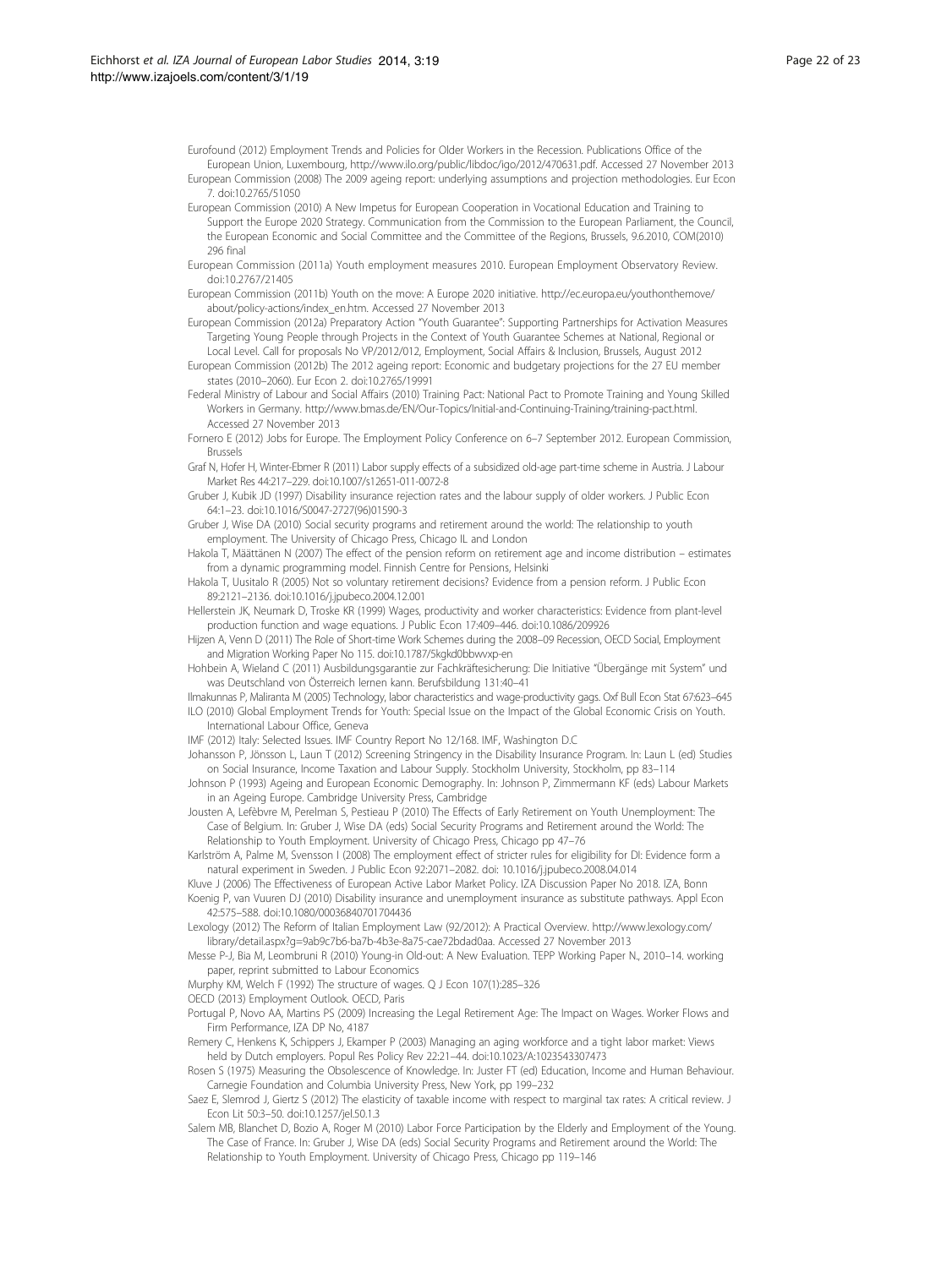Eurofound (2012) Employment Trends and Policies for Older Workers in the Recession. Publications Office of the European Union, Luxembourg, http://www.ilo.org/public/libdoc/igo/2012/470631.pdf. Accessed 27 November 2013

European Commission (2008) The 2009 ageing report: underlying assumptions and projection methodologies. Eur Econ 7. doi:10.2765/51050

European Commission (2010) A New Impetus for European Cooperation in Vocational Education and Training to Support the Europe 2020 Strategy. Communication from the Commission to the European Parliament, the Council, the European Economic and Social Committee and the Committee of the Regions, Brussels, 9.6.2010, COM(2010) 296 final

European Commission (2011a) Youth employment measures 2010. European Employment Observatory Review. doi:10.2767/21405

European Commission (2011b) Youth on the move: A Europe 2020 initiative. http://ec.europa.eu/youthonthemove/about/policy-actions/index_en.htm. Accessed 27 November 2013

European Commission (2012a) Preparatory Action "Youth Guarantee": Supporting Partnerships for Activation Measures Targeting Young People through Projects in the Context of Youth Guarantee Schemes at National, Regional or Local Level. Call for proposals No VP/2012/012, Employment, Social Affairs & Inclusion, Brussels, August 2012

European Commission (2012b) The 2012 ageing report: Economic and budgetary projections for the 27 EU member states (2010–2060). Eur Econ 2. doi:10.2765/19991

Federal Ministry of Labour and Social Affairs (2010) Training Pact: National Pact to Promote Training and Young Skilled Workers in Germany. http://www.bmas.de/EN/Our-Topics/Initial-and-Continuing-Training/training-pact.html. Accessed 27 November 2013

Fornero E (2012) Jobs for Europe. The Employment Policy Conference on 6–7 September 2012. European Commission, Brussels

Graf N, Hofer H, Winter-Ebmer R (2011) Labor supply effects of a subsidized old-age part-time scheme in Austria. J Labour Market Res 44:217–229. doi:10.1007/s12651-011-0072-8

Gruber J, Kubik JD (1997) Disability insurance rejection rates and the labour supply of older workers. J Public Econ 64:1–23. doi:10.1016/S0047-2727(96)01590-3

Gruber J, Wise DA (2010) Social security programs and retirement around the world: The relationship to youth employment. The University of Chicago Press, Chicago IL and London

Hakola T, Määttänen N (2007) The effect of the pension reform on retirement age and income distribution – estimates from a dynamic programming model. Finnish Centre for Pensions, Helsinki

Hakola T, Uusitalo R (2005) Not so voluntary retirement decisions? Evidence from a pension reform. J Public Econ 89:2121–2136. doi:10.1016/j.jpubeco.2004.12.001

Hellerstein JK, Neumark D, Troske KR (1999) Wages, productivity and worker characteristics: Evidence from plant-level production function and wage equations. J Public Econ 17:409–446. doi:10.1086/209926

Hijzen A, Venn D (2011) The Role of Short-time Work Schemes during the 2008–09 Recession, OECD Social, Employment and Migration Working Paper No 115. doi:10.1787/5kgkd0bbwvxp-en

Hohbein A, Wieland C (2011) Ausbildungsgarantie zur Fachkräftesicherung: Die Initiative "Übergänge mit System" und was Deutschland von Österreich lernen kann. Berufsbildung 131:40–41

Ilmakunnas P, Maliranta M (2005) Technology, labor characteristics and wage-productivity gags. Oxf Bull Econ Stat 67:623–645

ILO (2010) Global Employment Trends for Youth: Special Issue on the Impact of the Global Economic Crisis on Youth. International Labour Office, Geneva

IMF (2012) Italy: Selected Issues. IMF Country Report No 12/168. IMF, Washington D.C

Johansson P, Jönsson L, Laun T (2012) Screening Stringency in the Disability Insurance Program. In: Laun L (ed) Studies on Social Insurance, Income Taxation and Labour Supply. Stockholm University, Stockholm, pp 83–114

Johnson P (1993) Ageing and European Economic Demography. In: Johnson P, Zimmermann KF (eds) Labour Markets in an Ageing Europe. Cambridge University Press, Cambridge

Jousten A, Lefèbvre M, Perelman S, Pestieau P (2010) The Effects of Early Retirement on Youth Unemployment: The Case of Belgium. In: Gruber J, Wise DA (eds) Social Security Programs and Retirement around the World: The Relationship to Youth Employment. University of Chicago Press, Chicago pp 47–76

Karlström A, Palme M, Svensson I (2008) The employment effect of stricter rules for eligibility for DI: Evidence form a natural experiment in Sweden. J Public Econ 92:2071–2082. doi: 10.1016/j.jpubeco.2008.04.014

Kluve J (2006) The Effectiveness of European Active Labor Market Policy. IZA Discussion Paper No 2018. IZA, Bonn

Koenig P, van Vuuren DJ (2010) Disability insurance and unemployment insurance as substitute pathways. Appl Econ 42:575–588. doi:10.1080/00036840701704436

Lexology (2012) The Reform of Italian Employment Law (92/2012): A Practical Overview. http://www.lexology.com/library/detail.aspx?g=9ab9c7b6-ba7b-4b3e-8a75-cae72bdad0aa. Accessed 27 November 2013

Messe P-J, Bia M, Leombruni R (2010) Young-in Old-out: A New Evaluation. TEPP Working Paper N., 2010–14. working paper, reprint submitted to Labour Economics

Murphy KM, Welch F (1992) The structure of wages. Q J Econ 107(1):285–326

OECD (2013) Employment Outlook. OECD, Paris

Portugal P, Novo AA, Martins PS (2009) Increasing the Legal Retirement Age: The Impact on Wages. Worker Flows and Firm Performance, IZA DP No, 4187

Remery C, Henkens K, Schippers J, Ekamper P (2003) Managing an aging workforce and a tight labor market: Views held by Dutch employers. Popul Res Policy Rev 22:21–44. doi:10.1023/A:1023543307473

Rosen S (1975) Measuring the Obsolescence of Knowledge. In: Juster FT (ed) Education, Income and Human Behaviour. Carnegie Foundation and Columbia University Press, New York, pp 199–232

Saez E, Slemrod J, Giertz S (2012) The elasticity of taxable income with respect to marginal tax rates: A critical review. J Econ Lit 50:3–50. doi:10.1257/jel.50.1.3

Salem MB, Blanchet D, Bozio A, Roger M (2010) Labor Force Participation by the Elderly and Employment of the Young. The Case of France. In: Gruber J, Wise DA (eds) Social Security Programs and Retirement around the World: The Relationship to Youth Employment. University of Chicago Press, Chicago pp 119–146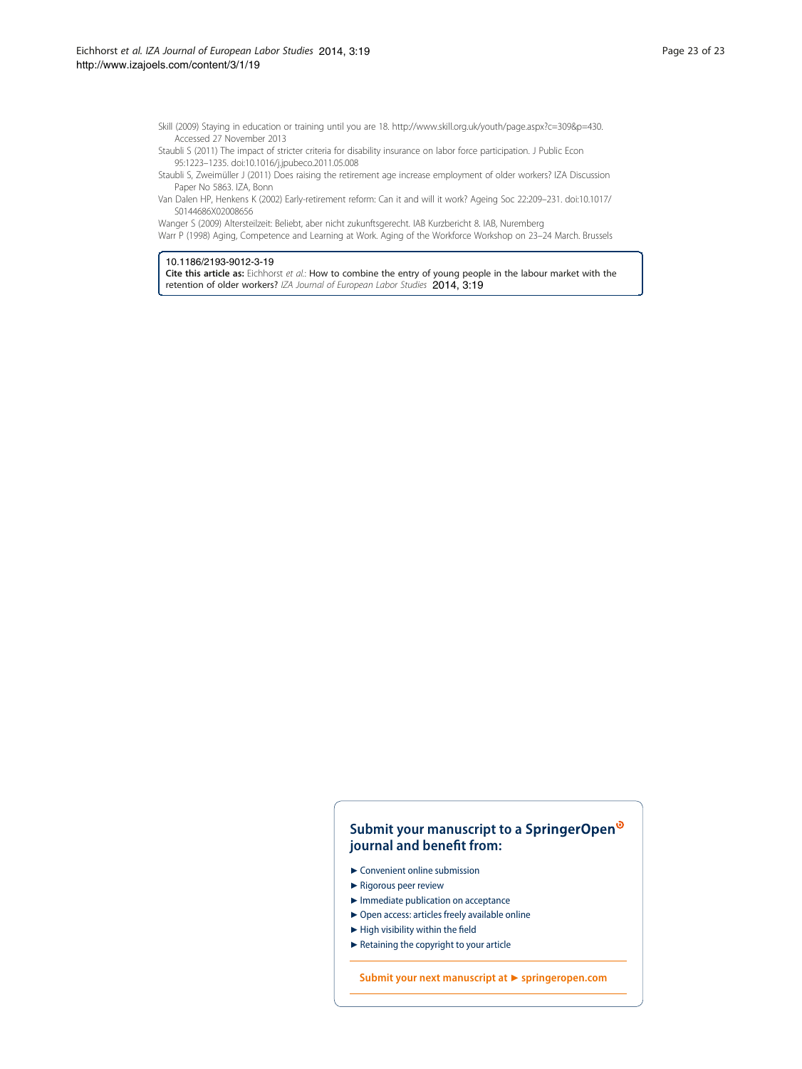Skill (2009) Staying in education or training until you are 18. http://www.skill.org.uk/youth/page.aspx?c=309&p=430. Accessed 27 November 2013

Staubli S (2011) The impact of stricter criteria for disability insurance on labor force participation. J Public Econ 95:1223–1235. doi:10.1016/j.jpubeco.2011.05.008

Staubli S, Zweimüller J (2011) Does raising the retirement age increase employment of older workers? IZA Discussion Paper No 5863. IZA, Bonn

Van Dalen HP, Henkens K (2002) Early-retirement reform: Can it and will it work? Ageing Soc 22:209–231. doi:10.1017/S0144686X02008656

Wanger S (2009) Altersteilzeit: Beliebt, aber nicht zukunftsgerecht. IAB Kurzbericht 8. IAB, Nuremberg

Warr P (1998) Aging, Competence and Learning at Work. Aging of the Workforce Workshop on 23–24 March. Brussels

10.1186/2193-9012-3-19

**Cite this article as:** Eichhorst *et al.*: How to combine the entry of young people in the labour market with the retention of older workers? *IZA Journal of European Labor Studies* 2014, 3:19

**Submit your manuscript to a SpringerOpen journal and benefit from:**

- ► Convenient online submission
- ► Rigorous peer review
- ► Immediate publication on acceptance
- ► Open access: articles freely available online
- ► High visibility within the field
- ► Retaining the copyright to your article

**Submit your next manuscript at ► springeropen.com**